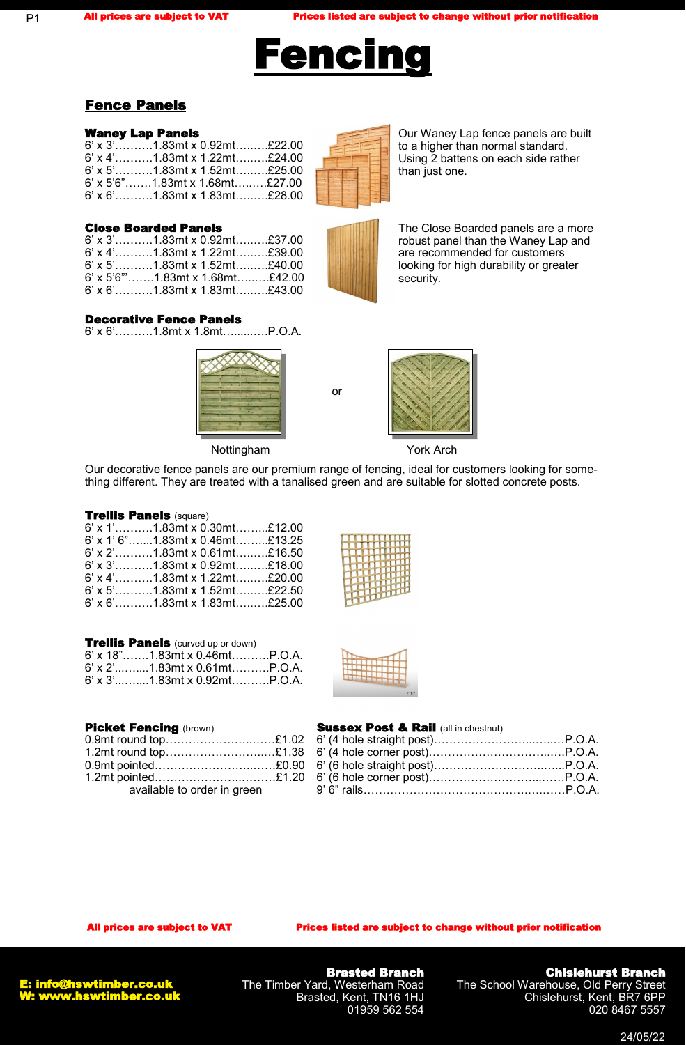All prices are subject to VAT — Prices listed are subject to change without prior notification

# Fencing

## Fence Panels

### Waney Lap Panels

6' x 3'……….1.83mt x 0.92mt………£22.00
6' x 4'……….1.83mt x 1.22mt………£24.00
6' x 5'……….1.83mt x 1.52mt………£25.00
6' x 5'6"…….1.83mt x 1.68mt………£27.00
6' x 6'……….1.83mt x 1.83mt………£28.00

Our Waney Lap fence panels are built to a higher than normal standard. Using 2 battens on each side rather than just one.

### Close Boarded Panels

6' x 3'……….1.83mt x 0.92mt………£37.00
6' x 4'……….1.83mt x 1.22mt………£39.00
6' x 5'……….1.83mt x 1.52mt………£40.00
6' x 5'6"'…….1.83mt x 1.68mt………£42.00
6' x 6'……….1.83mt x 1.83mt………£43.00

The Close Boarded panels are a more robust panel than the Waney Lap and are recommended for customers looking for high durability or greater security.

### Decorative Fence Panels

6' x 6'……….1.8mt x 1.8mt…….….P.O.A.

Nottingham — or — York Arch

Our decorative fence panels are our premium range of fencing, ideal for customers looking for something different. They are treated with a tanalised green and are suitable for slotted concrete posts.

### Trellis Panels (square)

6' x 1'……….1.83mt x 0.30mt……...£12.00
6' x 1' 6"…....1.83mt x 0.46mt……...£13.25
6' x 2'……….1.83mt x 0.61mt………£16.50
6' x 3'……….1.83mt x 0.92mt………£18.00
6' x 4'……….1.83mt x 1.22mt………£20.00
6' x 5'……….1.83mt x 1.52mt………£22.50
6' x 6'……….1.83mt x 1.83mt………£25.00

### Trellis Panels (curved up or down)

6' x 18"…….1.83mt x 0.46mt……….P.O.A.
6' x 2'..….....1.83mt x 0.61mt……….P.O.A.
6' x 3'..…….1.83mt x 0.92mt……….P.O.A.

### Picket Fencing (brown)

0.9mt round top……………………..……£1.02
1.2mt round top…………………….……£1.38
0.9mt pointed……………………..….…£0.90
1.2mt pointed…………………..……….£1.20

available to order in green

### Sussex Post & Rail (all in chestnut)

6' (4 hole straight post)…………………..……..P.O.A.
6' (4 hole corner post)…………………………..P.O.A.
6' (6 hole straight post)……………………..…...P.O.A.
6' (6 hole corner post)……………………...……P.O.A.
9' 6" rails…………………………………….……P.O.A.

All prices are subject to VAT — Prices listed are subject to change without prior notification

E: info@hswtimber.co.uk
W: www.hswtimber.co.uk

**Brasted Branch**
The Timber Yard, Westerham Road
Brasted, Kent, TN16 1HJ
01959 562 554

**Chislehurst Branch**
The School Warehouse, Old Perry Street
Chislehurst, Kent, BR7 6PP
020 8467 5557

24/05/22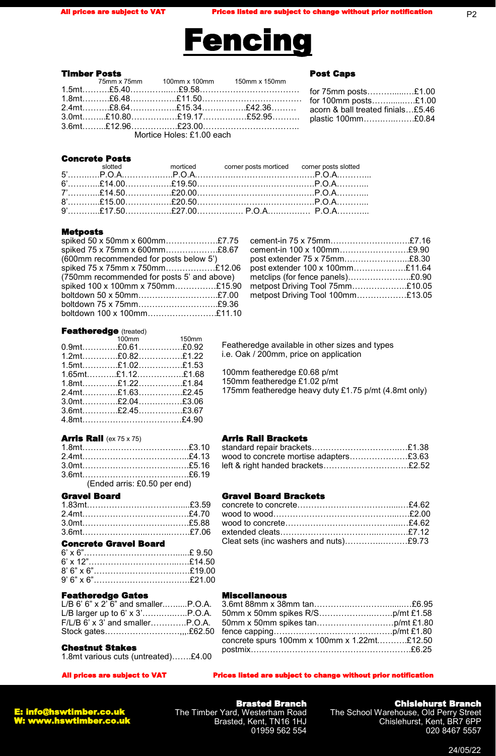**All prices are subject to VAT** **Prices listed are subject to change without prior notification**

# Fencing

### Timber Posts

| | 75mm x 75mm | 100mm x 100mm | 150mm x 150mm |
|---|---|---|---|
| 1.5mt | £5.40 | £9.58 | |
| 1.8mt | £6.48 | £11.50 | |
| 2.4mt | £8.64 | £15.34 | £42.36 |
| 3.0mt | £10.80 | £19.17 | £52.95 |
| 3.6mt | £12.96 | £23.00 | |

Mortice Holes: £1.00 each

### Post Caps

- for 75mm posts……£1.00
- for 100mm posts……£1.00
- acorn & ball treated finials…£5.46
- plastic 100mm……£0.84

### Concrete Posts

| | slotted | morticed | corner posts morticed | corner posts slotted |
|---|---|---|---|---|
| 5' | P.O.A. | P.O.A. | | P.O.A. |
| 6' | £14.00 | £19.50 | | P.O.A. |
| 7' | £14.50 | £20.00 | | P.O.A. |
| 8' | £15.00 | £20.50 | | P.O.A. |
| 9' | £17.50 | £27.00 | P.O.A. | P.O.A. |

### Metposts

- spiked 50 x 50mm x 600mm……£7.75
- spiked 75 x 75mm x 600mm……£8.67
- (600mm recommended for posts below 5')
- spiked 75 x 75mm x 750mm……£12.06
- (750mm recommended for posts 5' and above)
- spiked 100 x 100mm x 750mm……£15.90
- boltdown 50 x 50mm……£7.00
- boltdown 75 x 75mm……£9.36
- boltdown 100 x 100mm……£11.10
- cement-in 75 x 75mm……£7.16
- cement-in 100 x 100mm……£9.90
- post extender 75 x 75mm……£8.30
- post extender 100 x 100mm……£11.64
- metclips (for fence panels)……£0.90
- metpost Driving Tool 75mm……£10.05
- metpost Driving Tool 100mm……£13.05

### Featheredge (treated)

| | 100mm | 150mm |
|---|---|---|
| 0.9mt | £0.61 | £0.92 |
| 1.2mt | £0.82 | £1.22 |
| 1.5mt | £1.02 | £1.53 |
| 1.65mt | £1.12 | £1.68 |
| 1.8mt | £1.22 | £1.84 |
| 2.4mt | £1.63 | £2.45 |
| 3.0mt | £2.04 | £3.06 |
| 3.6mt | £2.45 | £3.67 |
| 4.8mt | | £4.90 |

Featheredge available in other sizes and types i.e. Oak / 200mm, price on application

100mm featheredge £0.68 p/mt
150mm featheredge £1.02 p/mt
175mm featheredge heavy duty £1.75 p/mt (4.8mt only)

### Arris Rail (ex 75 x 75)

- 1.8mt……£3.10
- 2.4mt……£4.13
- 3.0mt……£5.16
- 3.6mt……£6.19

(Ended arris: £0.50 per end)

### Arris Rail Brackets

- standard repair brackets……£1.38
- wood to concrete mortise adapters……£3.63
- left & right handed brackets……£2.52

### Gravel Board

- 1.83mt……£3.59
- 2.4mt……£4.70
- 3.0mt……£5.88
- 3.6mt……£7.06

### Concrete Gravel Board

- 6' x 6"……£ 9.50
- 6' x 12"……£14.50
- 8' 6" x 6"……£19.00
- 9' 6" x 6"……£21.00

### Gravel Board Brackets

- concrete to concrete……£4.62
- wood to wood……£2.00
- wood to concrete……£4.62
- extended cleats……£7.12
- Cleat sets (inc washers and nuts)……£9.73

### Featheredge Gates

- L/B 6' 6" x 2' 6" and smaller……P.O.A.
- L/B larger up to 6' x 3'……P.O.A.
- F/L/B 6' x 3' and smaller……P.O.A.
- Stock gates……£62.50

### Chestnut Stakes

- 1.8mt various cuts (untreated)……£4.00

### Miscellaneous

- 3.6mt 88mm x 38mm tan……£6.95
- 50mm x 50mm spikes R/S……p/mt £1.58
- 50mm x 50mm spikes tan……p/mt £1.80
- fence capping……p/mt £1.80
- concrete spurs 100mm x 100mm x 1.22mt……£12.50
- postmix……£6.25

**All prices are subject to VAT** **Prices listed are subject to change without prior notification**

**E: info@hswtimber.co.uk**
**W: www.hswtimber.co.uk**

**Brasted Branch**
The Timber Yard, Westerham Road
Brasted, Kent, TN16 1HJ
01959 562 554

**Chislehurst Branch**
The School Warehouse, Old Perry Street
Chislehurst, Kent, BR7 6PP
020 8467 5557

24/05/22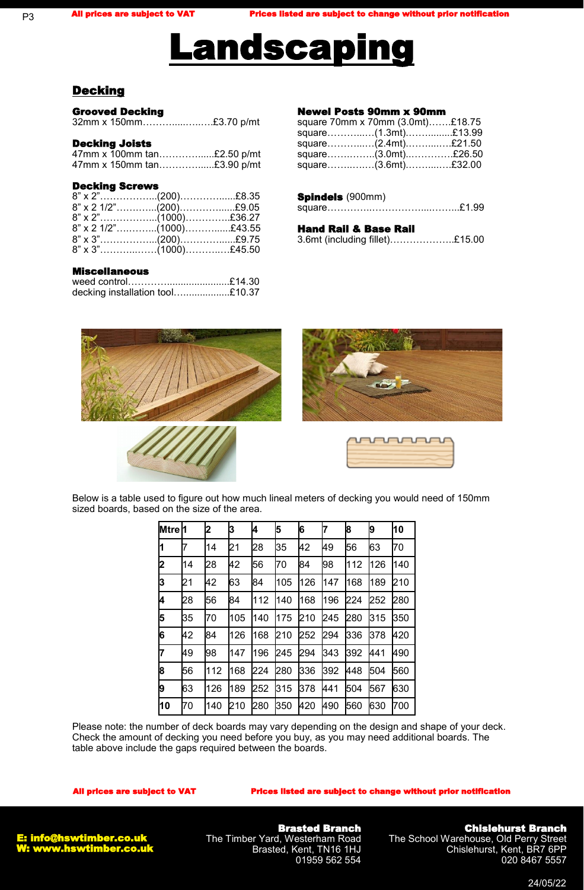# Landscaping

## Decking

**Grooved Decking**
32mm x 150mm……….....…..….£3.70 p/mt

**Decking Joists**
47mm x 100mm tan……………......£2.50 p/mt
47mm x 150mm tan……………......£3.90 p/mt

**Decking Screws**
8” x 2”……………...(200)……………......£8.35
8” x 2 1/2”…………..(200)……………......£9.05
8” x 2”……………...(1000)………….£36.27
8” x 2 1/2”…..……..(1000)…………......£43.55
8” x 3”……………...(200)……………......£9.75
8” x 3”………..……(1000)……….…£45.50

**Miscellaneous**
weed control……….......................£14.30
decking installation tool…................£10.37

**Newel Posts 90mm x 90mm**
square 70mm x 70mm (3.0mt)…….£18.75
square………..…(1.3mt)……….......£13.99
square………..…(2.4mt)……….....…£21.50
square…………..(3.0mt)..………….£26.50
square…….……(3.6mt)……….....…£32.00

**Spindels** (900mm)
square……………..…………….....……..£1.99

**Hand Rail & Base Rail**
3.6mt (including fillet)……………….£15.00

Below is a table used to figure out how much lineal meters of decking you would need of 150mm sized boards, based on the size of the area.

| Mtre | 1 | 2 | 3 | 4 | 5 | 6 | 7 | 8 | 9 | 10 |
|---|---|---|---|---|---|---|---|---|---|---|
| 1 | 7 | 14 | 21 | 28 | 35 | 42 | 49 | 56 | 63 | 70 |
| 2 | 14 | 28 | 42 | 56 | 70 | 84 | 98 | 112 | 126 | 140 |
| 3 | 21 | 42 | 63 | 84 | 105 | 126 | 147 | 168 | 189 | 210 |
| 4 | 28 | 56 | 84 | 112 | 140 | 168 | 196 | 224 | 252 | 280 |
| 5 | 35 | 70 | 105 | 140 | 175 | 210 | 245 | 280 | 315 | 350 |
| 6 | 42 | 84 | 126 | 168 | 210 | 252 | 294 | 336 | 378 | 420 |
| 7 | 49 | 98 | 147 | 196 | 245 | 294 | 343 | 392 | 441 | 490 |
| 8 | 56 | 112 | 168 | 224 | 280 | 336 | 392 | 448 | 504 | 560 |
| 9 | 63 | 126 | 189 | 252 | 315 | 378 | 441 | 504 | 567 | 630 |
| 10 | 70 | 140 | 210 | 280 | 350 | 420 | 490 | 560 | 630 | 700 |

Please note: the number of deck boards may vary depending on the design and shape of your deck. Check the amount of decking you need before you buy, as you may need additional boards. The table above include the gaps required between the boards.

**All prices are subject to VAT** **Prices listed are subject to change without prior notification**

**E: info@hswtimber.co.uk**
**W: www.hswtimber.co.uk**

**Brasted Branch**
The Timber Yard, Westerham Road
Brasted, Kent, TN16 1HJ
01959 562 554

**Chislehurst Branch**
The School Warehouse, Old Perry Street
Chislehurst, Kent, BR7 6PP
020 8467 5557

24/05/22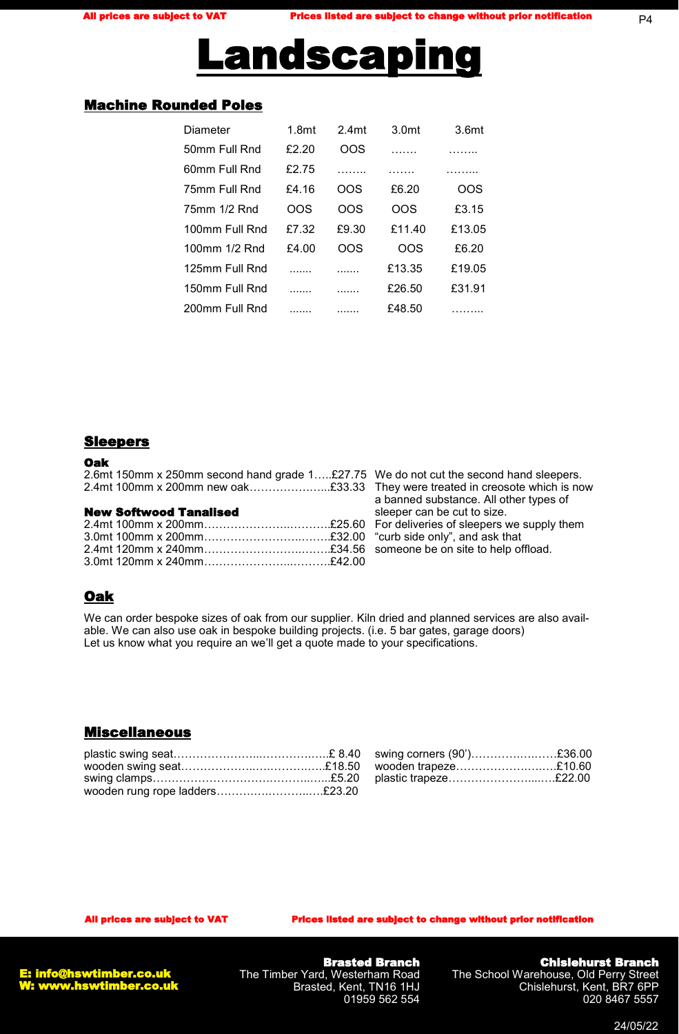# Landscaping

## Machine Rounded Poles

| Diameter | 1.8mt | 2.4mt | 3.0mt | 3.6mt |
|---|---|---|---|---|
| 50mm Full Rnd | £2.20 | OOS | ……. | …….. |
| 60mm Full Rnd | £2.75 | …….. | ……. | ……... |
| 75mm Full Rnd | £4.16 | OOS | £6.20 | OOS |
| 75mm 1/2 Rnd | OOS | OOS | OOS | £3.15 |
| 100mm Full Rnd | £7.32 | £9.30 | £11.40 | £13.05 |
| 100mm 1/2 Rnd | £4.00 | OOS | OOS | £6.20 |
| 125mm Full Rnd | ....... | ....... | £13.35 | £19.05 |
| 150mm Full Rnd | ....... | ....... | £26.50 | £31.91 |
| 200mm Full Rnd | ....... | ....... | £48.50 | ……... |

## Sleepers

**Oak**

2.6mt 150mm x 250mm second hand grade 1…..£27.75
2.4mt 100mm x 200mm new oak………………...£33.33

**New Softwood Tanalised**

2.4mt 100mm x 200mm…………………..……….£25.60
3.0mt 100mm x 200mm…………………….…….£32.00
2.4mt 120mm x 240mm…………………….…….£34.56
3.0mt 120mm x 240mm………………...……….£42.00

We do not cut the second hand sleepers. They were treated in creosote which is now a banned substance. All other types of sleeper can be cut to size.
For deliveries of sleepers we supply them "curb side only", and ask that someone be on site to help offload.

## Oak

We can order bespoke sizes of oak from our supplier. Kiln dried and planned services are also available. We can also use oak in bespoke building projects. (i.e. 5 bar gates, garage doors)
Let us know what you require an we'll get a quote made to your specifications.

## Miscellaneous

plastic swing seat…………………...……………..£ 8.40
wooden swing seat………………..……………..£18.50
swing clamps………………………………………..£5.20
wooden rung rope ladders…………..……..……£23.20
swing corners (90')……………..……£36.00
wooden trapeze……………………..…£10.60
plastic trapeze…………………...……£22.00

All prices are subject to VAT — Prices listed are subject to change without prior notification

**E: info@hswtimber.co.uk**
**W: www.hswtimber.co.uk**

**Brasted Branch**
The Timber Yard, Westerham Road
Brasted, Kent, TN16 1HJ
01959 562 554

**Chislehurst Branch**
The School Warehouse, Old Perry Street
Chislehurst, Kent, BR7 6PP
020 8467 5557

24/05/22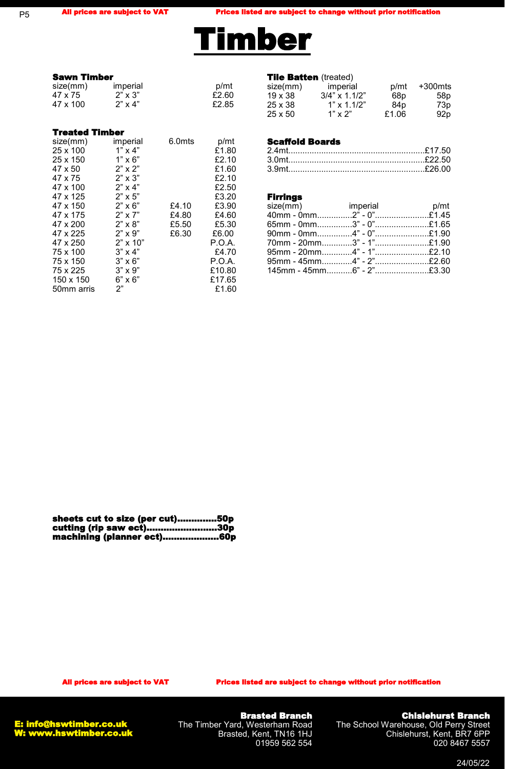**All prices are subject to VAT** | **Prices listed are subject to change without prior notification**

# Timber

### Sawn Timber

| size(mm) | imperial | p/mt |
|---|---|---|
| 47 x 75 | 2” x 3” | £2.60 |
| 47 x 100 | 2” x 4” | £2.85 |

### Treated Timber

| size(mm) | imperial | 6.0mts | p/mt |
|---|---|---|---|
| 25 x 100 | 1” x 4” | | £1.80 |
| 25 x 150 | 1” x 6” | | £2.10 |
| 47 x 50 | 2” x 2” | | £1.60 |
| 47 x 75 | 2” x 3” | | £2.10 |
| 47 x 100 | 2” x 4” | | £2.50 |
| 47 x 125 | 2” x 5” | | £3.20 |
| 47 x 150 | 2” x 6” | £4.10 | £3.90 |
| 47 x 175 | 2” x 7” | £4.80 | £4.60 |
| 47 x 200 | 2” x 8” | £5.50 | £5.30 |
| 47 x 225 | 2” x 9” | £6.30 | £6.00 |
| 47 x 250 | 2” x 10” | | P.O.A. |
| 75 x 100 | 3” x 4” | | £4.70 |
| 75 x 150 | 3” x 6” | | P.O.A. |
| 75 x 225 | 3” x 9” | | £10.80 |
| 150 x 150 | 6” x 6” | | £17.65 |
| 50mm arris | 2” | | £1.60 |

### Tile Batten (treated)

| size(mm) | imperial | p/mt | +300mts |
|---|---|---|---|
| 19 x 38 | 3/4” x 1.1/2” | 68p | 58p |
| 25 x 38 | 1” x 1.1/2” | 84p | 73p |
| 25 x 50 | 1” x 2” | £1.06 | 92p |

### Scaffold Boards

| Length | Price |
|---|---|
| 2.4mt | £17.50 |
| 3.0mt | £22.50 |
| 3.9mt | £26.00 |

### Firrings

| size(mm) | imperial | p/mt |
|---|---|---|
| 40mm - 0mm | 2” - 0” | £1.45 |
| 65mm - 0mm | 3” - 0” | £1.65 |
| 90mm - 0mm | 4” - 0” | £1.90 |
| 70mm - 20mm | 3” - 1” | £1.90 |
| 95mm - 20mm | 4” - 1” | £2.10 |
| 95mm - 45mm | 4” - 2” | £2.60 |
| 145mm - 45mm | 6” - 2” | £3.30 |

**sheets cut to size (per cut)..............50p**
**cutting (rip saw ect)..........................30p**
**machining (planner ect)....................60p**

**All prices are subject to VAT** | **Prices listed are subject to change without prior notification**

**E: info@hswtimber.co.uk**
**W: www.hswtimber.co.uk**

**Brasted Branch**
The Timber Yard, Westerham Road
Brasted, Kent, TN16 1HJ
01959 562 554

**Chislehurst Branch**
The School Warehouse, Old Perry Street
Chislehurst, Kent, BR7 6PP
020 8467 5557

24/05/22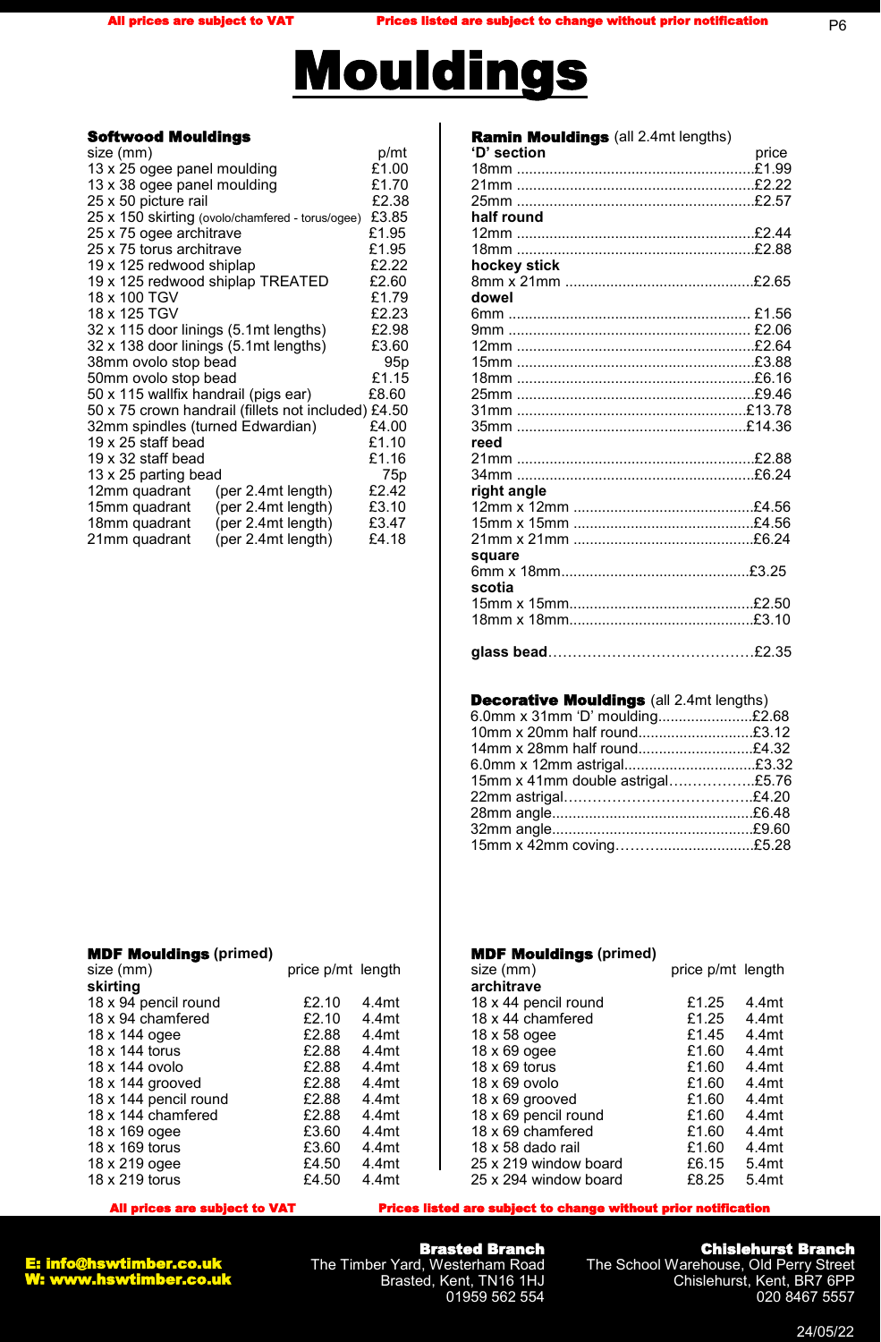All prices are subject to VAT — Prices listed are subject to change without prior notification

# Mouldings

### Softwood Mouldings

| size (mm) | p/mt |
|---|---|
| 13 x 25 ogee panel moulding | £1.00 |
| 13 x 38 ogee panel moulding | £1.70 |
| 25 x 50 picture rail | £2.38 |
| 25 x 150 skirting (ovolo/chamfered - torus/ogee) | £3.85 |
| 25 x 75 ogee architrave | £1.95 |
| 25 x 75 torus architrave | £1.95 |
| 19 x 125 redwood shiplap | £2.22 |
| 19 x 125 redwood shiplap TREATED | £2.60 |
| 18 x 100 TGV | £1.79 |
| 18 x 125 TGV | £2.23 |
| 32 x 115 door linings (5.1mt lengths) | £2.98 |
| 32 x 138 door linings (5.1mt lengths) | £3.60 |
| 38mm ovolo stop bead | 95p |
| 50mm ovolo stop bead | £1.15 |
| 50 x 115 wallfix handrail (pigs ear) | £8.60 |
| 50 x 75 crown handrail (fillets not included) | £4.50 |
| 32mm spindles (turned Edwardian) | £4.00 |
| 19 x 25 staff bead | £1.10 |
| 19 x 32 staff bead | £1.16 |
| 13 x 25 parting bead | 75p |
| 12mm quadrant (per 2.4mt length) | £2.42 |
| 15mm quadrant (per 2.4mt length) | £3.10 |
| 18mm quadrant (per 2.4mt length) | £3.47 |
| 21mm quadrant (per 2.4mt length) | £4.18 |

### Ramin Mouldings (all 2.4mt lengths)

| | price |
|---|---|
| **'D' section** | |
| 18mm | £1.99 |
| 21mm | £2.22 |
| 25mm | £2.57 |
| **half round** | |
| 12mm | £2.44 |
| 18mm | £2.88 |
| **hockey stick** | |
| 8mm x 21mm | £2.65 |
| **dowel** | |
| 6mm | £1.56 |
| 9mm | £2.06 |
| 12mm | £2.64 |
| 15mm | £3.88 |
| 18mm | £6.16 |
| 25mm | £9.46 |
| 31mm | £13.78 |
| 35mm | £14.36 |
| **reed** | |
| 21mm | £2.88 |
| 34mm | £6.24 |
| **right angle** | |
| 12mm x 12mm | £4.56 |
| 15mm x 15mm | £4.56 |
| 21mm x 21mm | £6.24 |
| **square** | |
| 6mm x 18mm | £3.25 |
| **scotia** | |
| 15mm x 15mm | £2.50 |
| 18mm x 18mm | £3.10 |
| **glass bead** | £2.35 |

### Decorative Mouldings (all 2.4mt lengths)

| | price |
|---|---|
| 6.0mm x 31mm 'D' moulding | £2.68 |
| 10mm x 20mm half round | £3.12 |
| 14mm x 28mm half round | £4.32 |
| 6.0mm x 12mm astrigal | £3.32 |
| 15mm x 41mm double astrigal | £5.76 |
| 22mm astrigal | £4.20 |
| 28mm angle | £6.48 |
| 32mm angle | £9.60 |
| 15mm x 42mm coving | £5.28 |

### MDF Mouldings (primed)

| size (mm) | price p/mt | length |
|---|---|---|
| **skirting** | | |
| 18 x 94 pencil round | £2.10 | 4.4mt |
| 18 x 94 chamfered | £2.10 | 4.4mt |
| 18 x 144 ogee | £2.88 | 4.4mt |
| 18 x 144 torus | £2.88 | 4.4mt |
| 18 x 144 ovolo | £2.88 | 4.4mt |
| 18 x 144 grooved | £2.88 | 4.4mt |
| 18 x 144 pencil round | £2.88 | 4.4mt |
| 18 x 144 chamfered | £2.88 | 4.4mt |
| 18 x 169 ogee | £3.60 | 4.4mt |
| 18 x 169 torus | £3.60 | 4.4mt |
| 18 x 219 ogee | £4.50 | 4.4mt |
| 18 x 219 torus | £4.50 | 4.4mt |

### MDF Mouldings (primed)

| size (mm) | price p/mt | length |
|---|---|---|
| **architrave** | | |
| 18 x 44 pencil round | £1.25 | 4.4mt |
| 18 x 44 chamfered | £1.25 | 4.4mt |
| 18 x 58 ogee | £1.45 | 4.4mt |
| 18 x 69 ogee | £1.60 | 4.4mt |
| 18 x 69 torus | £1.60 | 4.4mt |
| 18 x 69 ovolo | £1.60 | 4.4mt |
| 18 x 69 grooved | £1.60 | 4.4mt |
| 18 x 69 pencil round | £1.60 | 4.4mt |
| 18 x 69 chamfered | £1.60 | 4.4mt |
| 18 x 58 dado rail | £1.60 | 4.4mt |
| 25 x 219 window board | £6.15 | 5.4mt |
| 25 x 294 window board | £8.25 | 5.4mt |

All prices are subject to VAT — Prices listed are subject to change without prior notification

**E: info@hswtimber.co.uk**
**W: www.hswtimber.co.uk**

**Brasted Branch**
The Timber Yard, Westerham Road
Brasted, Kent, TN16 1HJ
01959 562 554

**Chislehurst Branch**
The School Warehouse, Old Perry Street
Chislehurst, Kent, BR7 6PP
020 8467 5557

24/05/22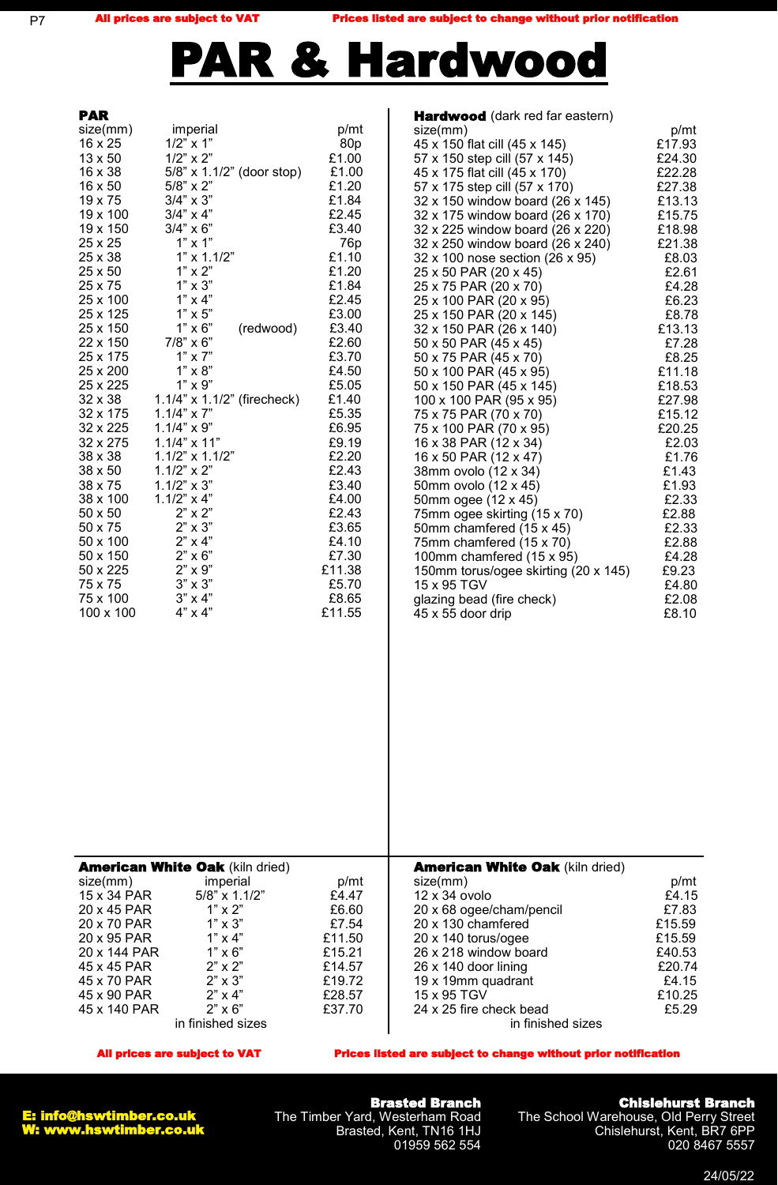All prices are subject to VAT — Prices listed are subject to change without prior notification

# PAR & Hardwood

## PAR

| size(mm) | imperial | | p/mt |
|---|---|---|---|
| 16 x 25 | 1/2" x 1" | | 80p |
| 13 x 50 | 1/2" x 2" | | £1.00 |
| 16 x 38 | 5/8" x 1.1/2" | (door stop) | £1.00 |
| 16 x 50 | 5/8" x 2" | | £1.20 |
| 19 x 75 | 3/4" x 3" | | £1.84 |
| 19 x 100 | 3/4" x 4" | | £2.45 |
| 19 x 150 | 3/4" x 6" | | £3.40 |
| 25 x 25 | 1" x 1" | | 76p |
| 25 x 38 | 1" x 1.1/2" | | £1.10 |
| 25 x 50 | 1" x 2" | | £1.20 |
| 25 x 75 | 1" x 3" | | £1.84 |
| 25 x 100 | 1" x 4" | | £2.45 |
| 25 x 125 | 1" x 5" | | £3.00 |
| 25 x 150 | 1" x 6" | (redwood) | £3.40 |
| 22 x 150 | 7/8" x 6" | | £2.60 |
| 25 x 175 | 1" x 7" | | £3.70 |
| 25 x 200 | 1" x 8" | | £4.50 |
| 25 x 225 | 1" x 9" | | £5.05 |
| 32 x 38 | 1.1/4" x 1.1/2" | (firecheck) | £1.40 |
| 32 x 175 | 1.1/4" x 7" | | £5.35 |
| 32 x 225 | 1.1/4" x 9" | | £6.95 |
| 32 x 275 | 1.1/4" x 11" | | £9.19 |
| 38 x 38 | 1.1/2" x 1.1/2" | | £2.20 |
| 38 x 50 | 1.1/2" x 2" | | £2.43 |
| 38 x 75 | 1.1/2" x 3" | | £3.40 |
| 38 x 100 | 1.1/2" x 4" | | £4.00 |
| 50 x 50 | 2" x 2" | | £2.43 |
| 50 x 75 | 2" x 3" | | £3.65 |
| 50 x 100 | 2" x 4" | | £4.10 |
| 50 x 150 | 2" x 6" | | £7.30 |
| 50 x 225 | 2" x 9" | | £11.38 |
| 75 x 75 | 3" x 3" | | £5.70 |
| 75 x 100 | 3" x 4" | | £8.65 |
| 100 x 100 | 4" x 4" | | £11.55 |

## Hardwood (dark red far eastern)

| size(mm) | p/mt |
|---|---|
| 45 x 150 flat cill (45 x 145) | £17.93 |
| 57 x 150 step cill (57 x 145) | £24.30 |
| 45 x 175 flat cill (45 x 170) | £22.28 |
| 57 x 175 step cill (57 x 170) | £27.38 |
| 32 x 150 window board (26 x 145) | £13.13 |
| 32 x 175 window board (26 x 170) | £15.75 |
| 32 x 225 window board (26 x 220) | £18.98 |
| 32 x 250 window board (26 x 240) | £21.38 |
| 32 x 100 nose section (26 x 95) | £8.03 |
| 25 x 50 PAR (20 x 45) | £2.61 |
| 25 x 75 PAR (20 x 70) | £4.28 |
| 25 x 100 PAR (20 x 95) | £6.23 |
| 25 x 150 PAR (20 x 145) | £8.78 |
| 32 x 150 PAR (26 x 140) | £13.13 |
| 50 x 50 PAR (45 x 45) | £7.28 |
| 50 x 75 PAR (45 x 70) | £8.25 |
| 50 x 100 PAR (45 x 95) | £11.18 |
| 50 x 150 PAR (45 x 145) | £18.53 |
| 100 x 100 PAR (95 x 95) | £27.98 |
| 75 x 75 PAR (70 x 70) | £15.12 |
| 75 x 100 PAR (70 x 95) | £20.25 |
| 16 x 38 PAR (12 x 34) | £2.03 |
| 16 x 50 PAR (12 x 47) | £1.76 |
| 38mm ovolo (12 x 34) | £1.43 |
| 50mm ovolo (12 x 45) | £1.93 |
| 50mm ogee (12 x 45) | £2.33 |
| 75mm ogee skirting (15 x 70) | £2.88 |
| 50mm chamfered (15 x 45) | £2.33 |
| 75mm chamfered (15 x 70) | £2.88 |
| 100mm chamfered (15 x 95) | £4.28 |
| 150mm torus/ogee skirting (20 x 145) | £9.23 |
| 15 x 95 TGV | £4.80 |
| glazing bead (fire check) | £2.08 |
| 45 x 55 door drip | £8.10 |

## American White Oak (kiln dried)

| size(mm) | imperial | p/mt |
|---|---|---|
| 15 x 34 PAR | 5/8" x 1.1/2" | £4.47 |
| 20 x 45 PAR | 1" x 2" | £6.60 |
| 20 x 70 PAR | 1" x 3" | £7.54 |
| 20 x 95 PAR | 1" x 4" | £11.50 |
| 20 x 144 PAR | 1" x 6" | £15.21 |
| 45 x 45 PAR | 2" x 2" | £14.57 |
| 45 x 70 PAR | 2" x 3" | £19.72 |
| 45 x 90 PAR | 2" x 4" | £28.57 |
| 45 x 140 PAR | 2" x 6" | £37.70 |

in finished sizes

## American White Oak (kiln dried)

| size(mm) | p/mt |
|---|---|
| 12 x 34 ovolo | £4.15 |
| 20 x 68 ogee/cham/pencil | £7.83 |
| 20 x 130 chamfered | £15.59 |
| 20 x 140 torus/ogee | £15.59 |
| 26 x 218 window board | £40.53 |
| 26 x 140 door lining | £20.74 |
| 19 x 19mm quadrant | £4.15 |
| 15 x 95 TGV | £10.25 |
| 24 x 25 fire check bead | £5.29 |

in finished sizes

All prices are subject to VAT — Prices listed are subject to change without prior notification

**E: info@hswtimber.co.uk**
**W: www.hswtimber.co.uk**

**Brasted Branch**
The Timber Yard, Westerham Road
Brasted, Kent, TN16 1HJ
01959 562 554

**Chislehurst Branch**
The School Warehouse, Old Perry Street
Chislehurst, Kent, BR7 6PP
020 8467 5557

24/05/22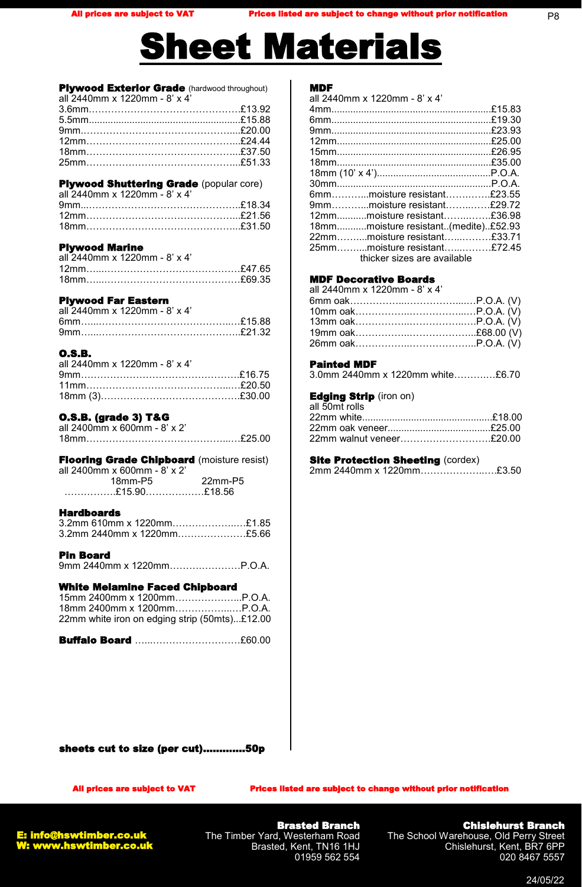All prices are subject to VAT — Prices listed are subject to change without prior notification

# Sheet Materials

### Plywood Exterior Grade (hardwood throughout)
all 2440mm x 1220mm - 8' x 4'

- 3.6mm……£13.92
- 5.5mm……£15.88
- 9mm……£20.00
- 12mm……£24.44
- 18mm……£37.50
- 25mm……£51.33

### Plywood Shuttering Grade (popular core)
all 2440mm x 1220mm - 8' x 4'

- 9mm……£18.34
- 12mm……£21.56
- 18mm……£31.50

### Plywood Marine
all 2440mm x 1220mm - 8' x 4'

- 12mm……£47.65
- 18mm……£69.35

### Plywood Far Eastern
all 2440mm x 1220mm - 8' x 4'

- 6mm……£15.88
- 9mm……£21.32

### O.S.B.
all 2440mm x 1220mm - 8' x 4'

- 9mm……£16.75
- 11mm……£20.50
- 18mm (3)……£30.00

### O.S.B. (grade 3) T&G
all 2400mm x 600mm - 8' x 2'

- 18mm……£25.00

### Flooring Grade Chipboard (moisture resist)
all 2400mm x 600mm - 8' x 2'

| 18mm-P5 | 22mm-P5 |
|---|---|
| £15.90 | £18.56 |

### Hardboards
- 3.2mm 610mm x 1220mm……£1.85
- 3.2mm 2440mm x 1220mm……£5.66

### Pin Board
- 9mm 2440mm x 1220mm……P.O.A.

### White Melamine Faced Chipboard
- 15mm 2400mm x 1200mm……P.O.A.
- 18mm 2400mm x 1200mm……P.O.A.
- 22mm white iron on edging strip (50mts)...£12.00

### Buffalo Board ……£60.00

**sheets cut to size (per cut)…………50p**

### MDF
all 2440mm x 1220mm - 8' x 4'

- 4mm……£15.83
- 6mm……£19.30
- 9mm……£23.93
- 12mm……£25.00
- 15mm……£26.95
- 18mm……£35.00
- 18mm (10' x 4')……P.O.A.
- 30mm……P.O.A.
- 6mm……moisture resistant……£23.55
- 9mm……moisture resistant……£29.72
- 12mm……moisture resistant……£36.98
- 18mm……moisture resistant..(medite)..£52.93
- 22mm……moisture resistant……£33.71
- 25mm……moisture resistant……£72.45

thicker sizes are available

### MDF Decorative Boards
all 2440mm x 1220mm - 8' x 4'

- 6mm oak……P.O.A. (V)
- 10mm oak……P.O.A. (V)
- 13mm oak……P.O.A. (V)
- 19mm oak……£68.00 (V)
- 26mm oak……P.O.A. (V)

### Painted MDF
- 3.0mm 2440mm x 1220mm white……£6.70

### Edging Strip (iron on)
all 50mt rolls

- 22mm white……£18.00
- 22mm oak veneer……£25.00
- 22mm walnut veneer……£20.00

### Site Protection Sheeting (cordex)
- 2mm 2440mm x 1220mm……£3.50

All prices are subject to VAT — Prices listed are subject to change without prior notification

**E: info@hswtimber.co.uk**
**W: www.hswtimber.co.uk**

**Brasted Branch**
The Timber Yard, Westerham Road
Brasted, Kent, TN16 1HJ
01959 562 554

**Chislehurst Branch**
The School Warehouse, Old Perry Street
Chislehurst, Kent, BR7 6PP
020 8467 5557

24/05/22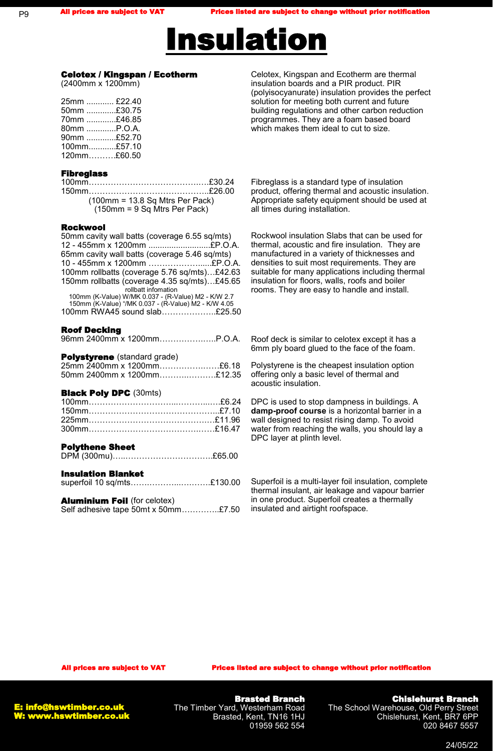# Insulation

**Celotex / Kingspan / Ecotherm**
(2400mm x 1200mm)

25mm ............ £22.40
50mm ............£30.75
70mm ............£46.85
80mm ............P.O.A.
90mm ............£52.70
100mm...........£57.10
120mm……….£60.50

Celotex, Kingspan and Ecotherm are thermal insulation boards and a PIR product. PIR (polyisocyanurate) insulation provides the perfect solution for meeting both current and future building regulations and other carbon reduction programmes. They are a foam based board which makes them ideal to cut to size.

**Fibreglass**
100mm……………………………………….£30.24
150mm………………………………………..£26.00
(100mm = 13.8 Sq Mtrs Per Pack)
(150mm = 9 Sq Mtrs Per Pack)

Fibreglass is a standard type of insulation product, offering thermal and acoustic insulation. Appropriate safety equipment should be used at all times during installation.

**Rockwool**
50mm cavity wall batts (coverage 6.55 sq/mts)
12 - 455mm x 1200mm ..........................£P.O.A.
65mm cavity wall batts (coverage 5.46 sq/mts)
10 - 455mm x 1200mm …………………......£P.O.A.
100mm rollbatts (coverage 5.76 sq/mts)…£42.63
150mm rollbatts (coverage 4.35 sq/mts)…£45.65
rollbatt infomation
100mm (K-Value) W/MK 0.037 - (R-Value) M2 - K/W 2.7
150mm (K-Value) "/MK 0.037 - (R-Value) M2 - K/W 4.05
100mm RWA45 sound slab………………..£25.50

Rockwool insulation Slabs that can be used for thermal, acoustic and fire insulation. They are manufactured in a variety of thicknesses and densities to suit most requirements. They are suitable for many applications including thermal insulation for floors, walls, roofs and boiler rooms. They are easy to handle and install.

**Roof Decking**
96mm 2400mm x 1200mm……………….…..P.O.A.

Roof deck is similar to celotex except it has a 6mm ply board glued to the face of the foam.

**Polystyrene** (standard grade)
25mm 2400mm x 1200mm……………….….£6.18
50mm 2400mm x 1200mm……….………..£12.35

Polystyrene is the cheapest insulation option offering only a basic level of thermal and acoustic insulation.

**Black Poly DPC** (30mts)
100mm…………………………...………...….£6.24
150mm…………………………………………...£7.10
225mm……………………………………….£11.96
300mm……………………………………...….£16.47

DPC is used to stop dampness in buildings. A **damp-proof course** is a horizontal barrier in a wall designed to resist rising damp. To avoid water from reaching the walls, you should lay a DPC layer at plinth level.

**Polythene Sheet**
DPM (300mu)…..…………………………..£65.00

**Insulation Blanket**
superfoil 10 sq/mts…………….....……….£130.00

Superfoil is a multi-layer foil insulation, complete thermal insulant, air leakage and vapour barrier in one product. Superfoil creates a thermally insulated and airtight roofspace.

**Aluminium Foil** (for celotex)
Self adhesive tape 50mt x 50mm…………..£7.50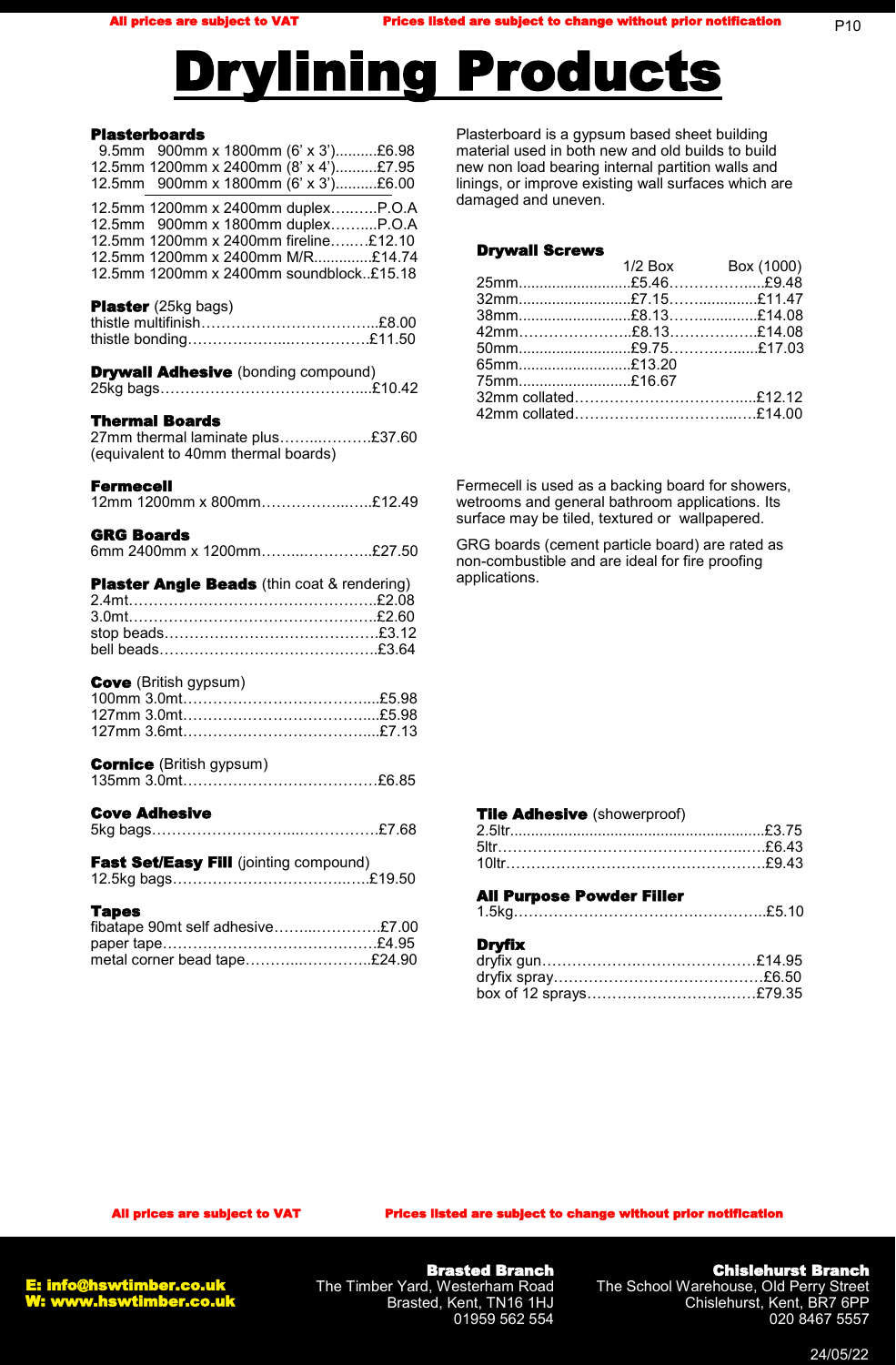# Drylining Products

**Plasterboards**

9.5mm 900mm x 1800mm (6' x 3')..........£6.98
12.5mm 1200mm x 2400mm (8' x 4')..........£7.95
12.5mm 900mm x 1800mm (6' x 3')..........£6.00

12.5mm 1200mm x 2400mm duplex..........P.O.A
12.5mm 900mm x 1800mm duplex..........P.O.A
12.5mm 1200mm x 2400mm fireline..........£12.10
12.5mm 1200mm x 2400mm M/R..........£14.74
12.5mm 1200mm x 2400mm soundblock..£15.18

**Plaster** (25kg bags)
thistle multifinish..........£8.00
thistle bonding..........£11.50

**Drywall Adhesive** (bonding compound)
25kg bags..........£10.42

**Thermal Boards**
27mm thermal laminate plus..........£37.60
(equivalent to 40mm thermal boards)

**Fermecell**
12mm 1200mm x 800mm..........£12.49

**GRG Boards**
6mm 2400mm x 1200mm..........£27.50

**Plaster Angle Beads** (thin coat & rendering)
2.4mt..........£2.08
3.0mt..........£2.60
stop beads..........£3.12
bell beads..........£3.64

**Cove** (British gypsum)
100mm 3.0mt..........£5.98
127mm 3.0mt..........£5.98
127mm 3.6mt..........£7.13

**Cornice** (British gypsum)
135mm 3.0mt..........£6.85

**Cove Adhesive**
5kg bags..........£7.68

**Fast Set/Easy Fill** (jointing compound)
12.5kg bags..........£19.50

**Tapes**
fibatape 90mt self adhesive..........£7.00
paper tape..........£4.95
metal corner bead tape..........£24.90

Plasterboard is a gypsum based sheet building material used in both new and old builds to build new non load bearing internal partition walls and linings, or improve existing wall surfaces which are damaged and uneven.

**Drywall Screws**

| | 1/2 Box | Box (1000) |
|---|---|---|
| 25mm | £5.46 | £9.48 |
| 32mm | £7.15 | £11.47 |
| 38mm | £8.13 | £14.08 |
| 42mm | £8.13 | £14.08 |
| 50mm | £9.75 | £17.03 |
| 65mm | £13.20 | |
| 75mm | £16.67 | |
| 32mm collated | | £12.12 |
| 42mm collated | | £14.00 |

Fermecell is used as a backing board for showers, wetrooms and general bathroom applications. Its surface may be tiled, textured or wallpapered.

GRG boards (cement particle board) are rated as non-combustible and are ideal for fire proofing applications.

**Tile Adhesive** (showerproof)
2.5ltr..........£3.75
5ltr..........£6.43
10ltr..........£9.43

**All Purpose Powder Filler**
1.5kg..........£5.10

**Dryfix**
dryfix gun..........£14.95
dryfix spray..........£6.50
box of 12 sprays..........£79.35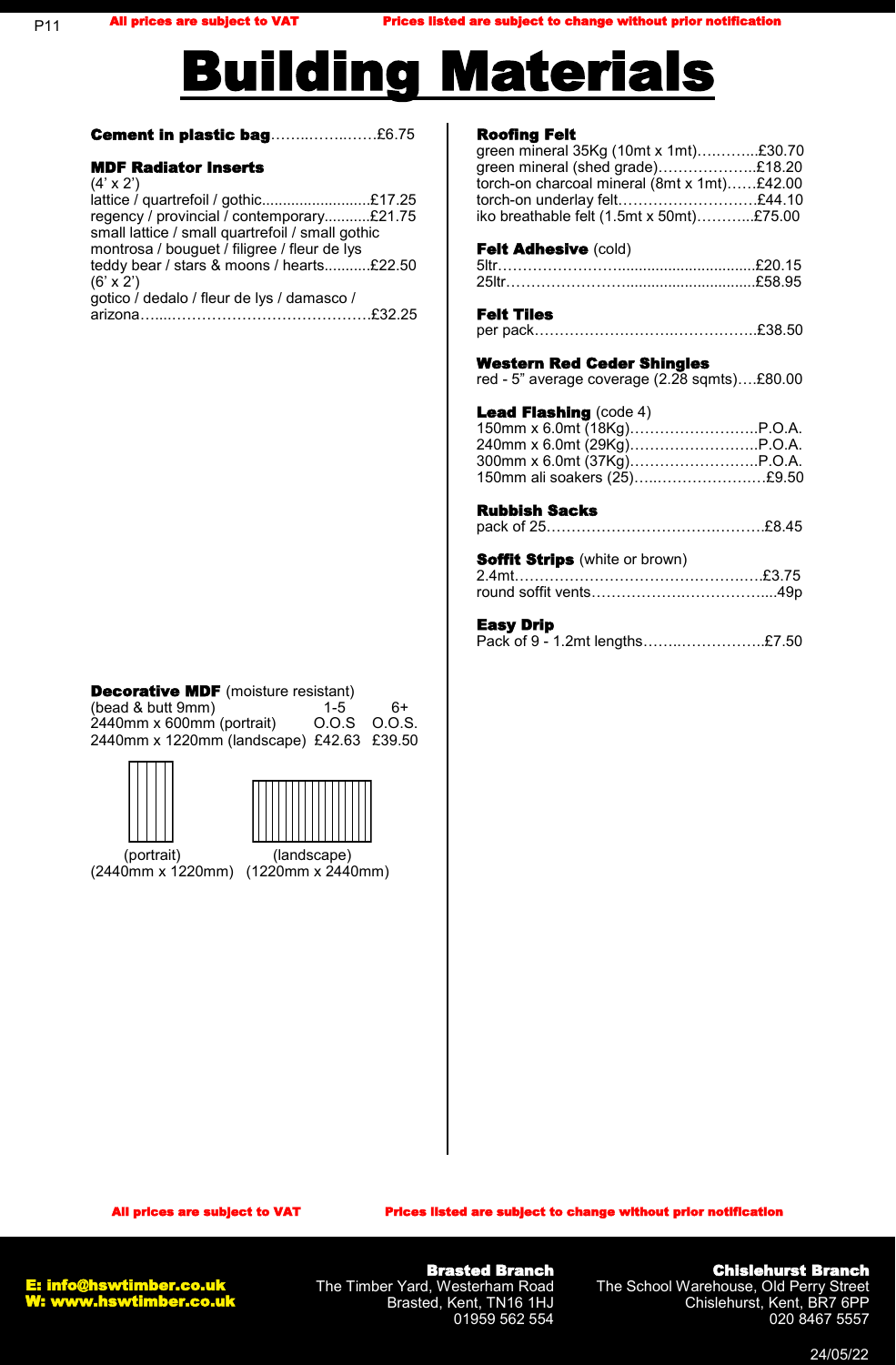# Building Materials

**Cement in plastic bag**……..……..……£6.75

**MDF Radiator Inserts**
(4' x 2')
lattice / quartrefoil / gothic..........................£17.25
regency / provincial / contemporary...........£21.75
small lattice / small quartrefoil / small gothic
montrosa / bouguet / filigree / fleur de lys
teddy bear / stars & moons / hearts...........£22.50
(6' x 2')
gotico / dedalo / fleur de lys / damasco /
arizona…....……………………………………£32.25

**Decorative MDF** (moisture resistant)

| (bead & butt 9mm) | 1-5 | 6+ |
|---|---|---|
| 2440mm x 600mm (portrait) | O.O.S | O.O.S. |
| 2440mm x 1220mm (landscape) | £42.63 | £39.50 |

(portrait) (2440mm x 1220mm) (landscape) (1220mm x 2440mm)

**Roofing Felt**
green mineral 35Kg (10mt x 1mt)….……..£30.70
green mineral (shed grade)………………..£18.20
torch-on charcoal mineral (8mt x 1mt)……£42.00
torch-on underlay felt………………………£44.10
iko breathable felt (1.5mt x 50mt)………..£75.00

**Felt Adhesive** (cold)
5ltr……………………...............................£20.15
25ltr……………………..............................£58.95

**Felt Tiles**
per pack…………………………….……………£38.50

**Western Red Ceder Shingles**
red - 5" average coverage (2.28 sqmts)….£80.00

**Lead Flashing** (code 4)
150mm x 6.0mt (18Kg)……………………..P.O.A.
240mm x 6.0mt (29Kg)……………………..P.O.A.
300mm x 6.0mt (37Kg)……………………..P.O.A.
150mm ali soakers (25)…..…………………£9.50

**Rubbish Sacks**
pack of 25…………………………….…………£8.45

**Soffit Strips** (white or brown)
2.4mt……………………………………………£3.75
round soffit vents…………………..……………...49p

**Easy Drip**
Pack of 9 - 1.2mt lengths……..……………..£7.50

All prices are subject to VAT Prices listed are subject to change without prior notification

E: info@hswtimber.co.uk
W: www.hswtimber.co.uk

**Brasted Branch**
The Timber Yard, Westerham Road
Brasted, Kent, TN16 1HJ
01959 562 554

**Chislehurst Branch**
The School Warehouse, Old Perry Street
Chislehurst, Kent, BR7 6PP
020 8467 5557

24/05/22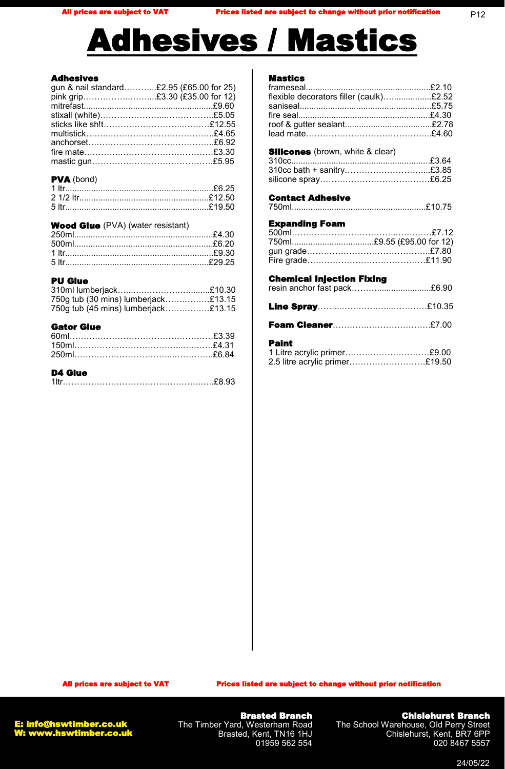# Adhesives / Mastics

### Adhesives

- gun & nail standard……….. £2.95 (£65.00 for 25)
- pink grip………………….. £3.30 (£35.00 for 12)
- mitrefast.......................................................£9.60
- stixall (white)……………………………………£5.05
- sticks like sh!t……………………………………£12.55
- multistick………………………………………….£4.65
- anchorset………………………………………….£6.92
- fire mate………………………………………….£3.30
- mastic gun……………………………………….£5.95

### PVA (bond)

- 1 ltr..............................................................£6.25
- 2 1/2 ltr.......................................................£12.50
- 5 ltr.............................................................£19.50

### Wood Glue (PVA) (water resistant)

- 250ml...........................................................£4.30
- 500ml...........................................................£6.20
- 1 ltr...............................................................£9.30
- 5 ltr.............................................................£29.25

### PU Glue

- 310ml lumberjack…………………………….£10.30
- 750g tub (30 mins) lumberjack…………….£13.15
- 750g tub (45 mins) lumberjack…………….£13.15

### Gator Glue

- 60ml……………………………………………..£3.39
- 150ml……………………………………………£4.31
- 250ml……………………………………………£6.84

### D4 Glue

- 1ltr………………………………………………..£8.93

### Mastics

- frameseal.....................................................£2.10
- flexible decorators filler (caulk)………………£2.52
- saniseal........................................................£5.75
- fire seal........................................................£4.30
- roof & gutter sealant.....................................£2.78
- lead mate…………………………………………£4.60

### Silicones (brown, white & clear)

- 310cc...........................................................£3.64
- 310cc bath + sanitry…………………………..£3.85
- silicone spray…………………………………..£6.25

### Contact Adhesive

- 750ml.........................................................£10.75

### Expanding Foam

- 500ml……………………………………………£7.12
- 750ml.................................. £9.55 (£95.00 for 12)
- gun grade……………………………………….£7.80
- Fire grade……………………………………….£11.90

### Chemical Injection Fixing

- resin anchor fast pack……………………….£6.90

**Line Spray**…………………………………£10.35

**Foam Cleaner**……………………………….£7.00

### Paint

- 1 Litre acrylic primer………………………….£9.00
- 2.5 litre acrylic primer……………………….£19.50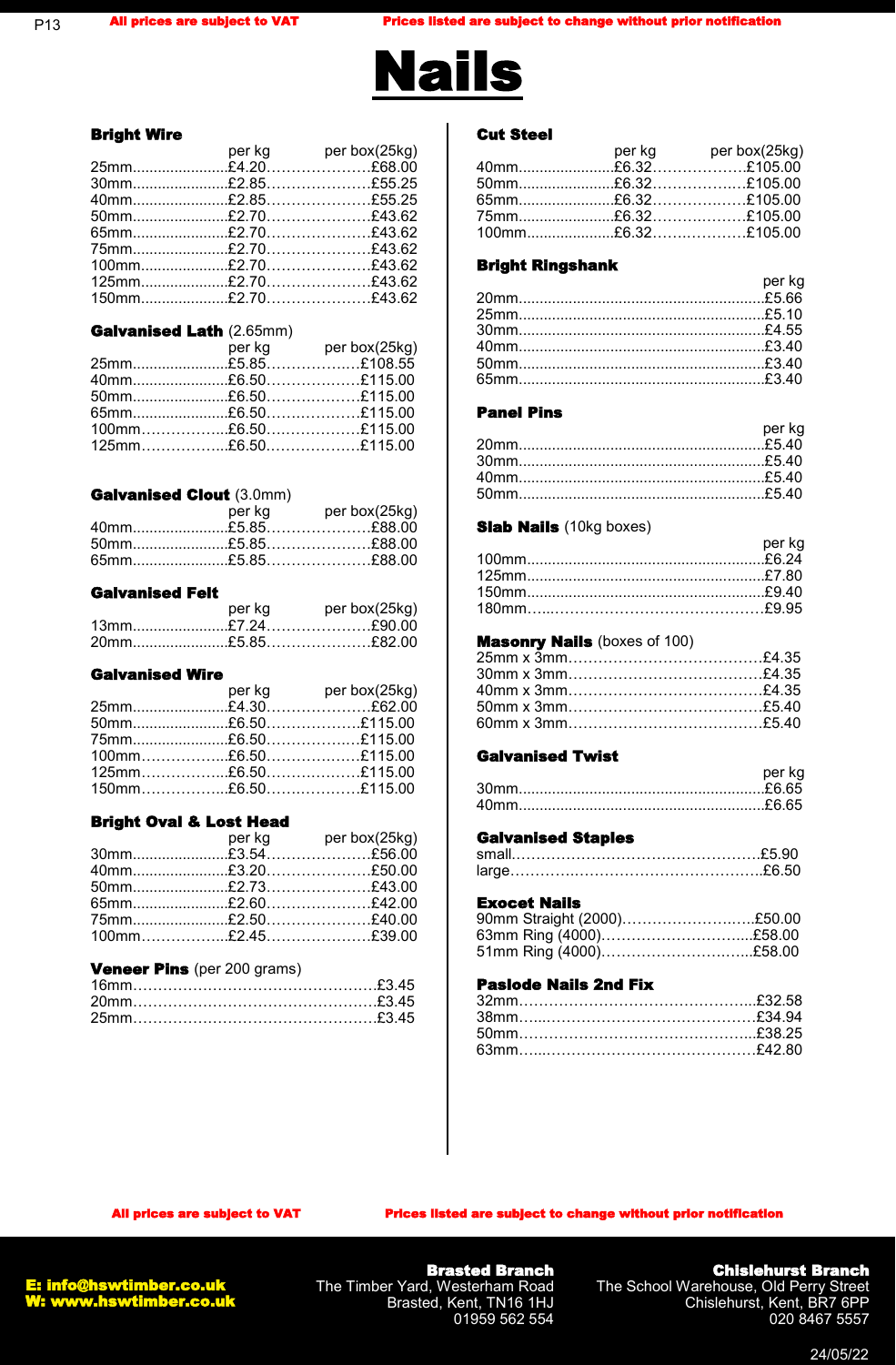# Nails

## Bright Wire

| | per kg | per box(25kg) |
|---|---|---|
| 25mm | £4.20 | £68.00 |
| 30mm | £2.85 | £55.25 |
| 40mm | £2.85 | £55.25 |
| 50mm | £2.70 | £43.62 |
| 65mm | £2.70 | £43.62 |
| 75mm | £2.70 | £43.62 |
| 100mm | £2.70 | £43.62 |
| 125mm | £2.70 | £43.62 |
| 150mm | £2.70 | £43.62 |

## Galvanised Lath (2.65mm)

| | per kg | per box(25kg) |
|---|---|---|
| 25mm | £5.85 | £108.55 |
| 40mm | £6.50 | £115.00 |
| 50mm | £6.50 | £115.00 |
| 65mm | £6.50 | £115.00 |
| 100mm | £6.50 | £115.00 |
| 125mm | £6.50 | £115.00 |

## Galvanised Clout (3.0mm)

| | per kg | per box(25kg) |
|---|---|---|
| 40mm | £5.85 | £88.00 |
| 50mm | £5.85 | £88.00 |
| 65mm | £5.85 | £88.00 |

## Galvanised Felt

| | per kg | per box(25kg) |
|---|---|---|
| 13mm | £7.24 | £90.00 |
| 20mm | £5.85 | £82.00 |

## Galvanised Wire

| | per kg | per box(25kg) |
|---|---|---|
| 25mm | £4.30 | £62.00 |
| 50mm | £6.50 | £115.00 |
| 75mm | £6.50 | £115.00 |
| 100mm | £6.50 | £115.00 |
| 125mm | £6.50 | £115.00 |
| 150mm | £6.50 | £115.00 |

## Bright Oval & Lost Head

| | per kg | per box(25kg) |
|---|---|---|
| 30mm | £3.54 | £56.00 |
| 40mm | £3.20 | £50.00 |
| 50mm | £2.73 | £43.00 |
| 65mm | £2.60 | £42.00 |
| 75mm | £2.50 | £40.00 |
| 100mm | £2.45 | £39.00 |

## Veneer Pins (per 200 grams)

| | |
|---|---|
| 16mm | £3.45 |
| 20mm | £3.45 |
| 25mm | £3.45 |

## Cut Steel

| | per kg | per box(25kg) |
|---|---|---|
| 40mm | £6.32 | £105.00 |
| 50mm | £6.32 | £105.00 |
| 65mm | £6.32 | £105.00 |
| 75mm | £6.32 | £105.00 |
| 100mm | £6.32 | £105.00 |

## Bright Ringshank

| | per kg |
|---|---|
| 20mm | £5.66 |
| 25mm | £5.10 |
| 30mm | £4.55 |
| 40mm | £3.40 |
| 50mm | £3.40 |
| 65mm | £3.40 |

## Panel Pins

| | per kg |
|---|---|
| 20mm | £5.40 |
| 30mm | £5.40 |
| 40mm | £5.40 |
| 50mm | £5.40 |

## Slab Nails (10kg boxes)

| | per kg |
|---|---|
| 100mm | £6.24 |
| 125mm | £7.80 |
| 150mm | £9.40 |
| 180mm | £9.95 |

## Masonry Nails (boxes of 100)

| | |
|---|---|
| 25mm x 3mm | £4.35 |
| 30mm x 3mm | £4.35 |
| 40mm x 3mm | £4.35 |
| 50mm x 3mm | £5.40 |
| 60mm x 3mm | £5.40 |

## Galvanised Twist

| | per kg |
|---|---|
| 30mm | £6.65 |
| 40mm | £6.65 |

## Galvanised Staples

| | |
|---|---|
| small | £5.90 |
| large | £6.50 |

## Exocet Nails

| | |
|---|---|
| 90mm Straight (2000) | £50.00 |
| 63mm Ring (4000) | £58.00 |
| 51mm Ring (4000) | £58.00 |

## Paslode Nails 2nd Fix

| | |
|---|---|
| 32mm | £32.58 |
| 38mm | £34.94 |
| 50mm | £38.25 |
| 63mm | £42.80 |

**All prices are subject to VAT** **Prices listed are subject to change without prior notification**

**E: info@hswtimber.co.uk**
**W: www.hswtimber.co.uk**

**Brasted Branch**
The Timber Yard, Westerham Road
Brasted, Kent, TN16 1HJ
01959 562 554

**Chislehurst Branch**
The School Warehouse, Old Perry Street
Chislehurst, Kent, BR7 6PP
020 8467 5557

24/05/22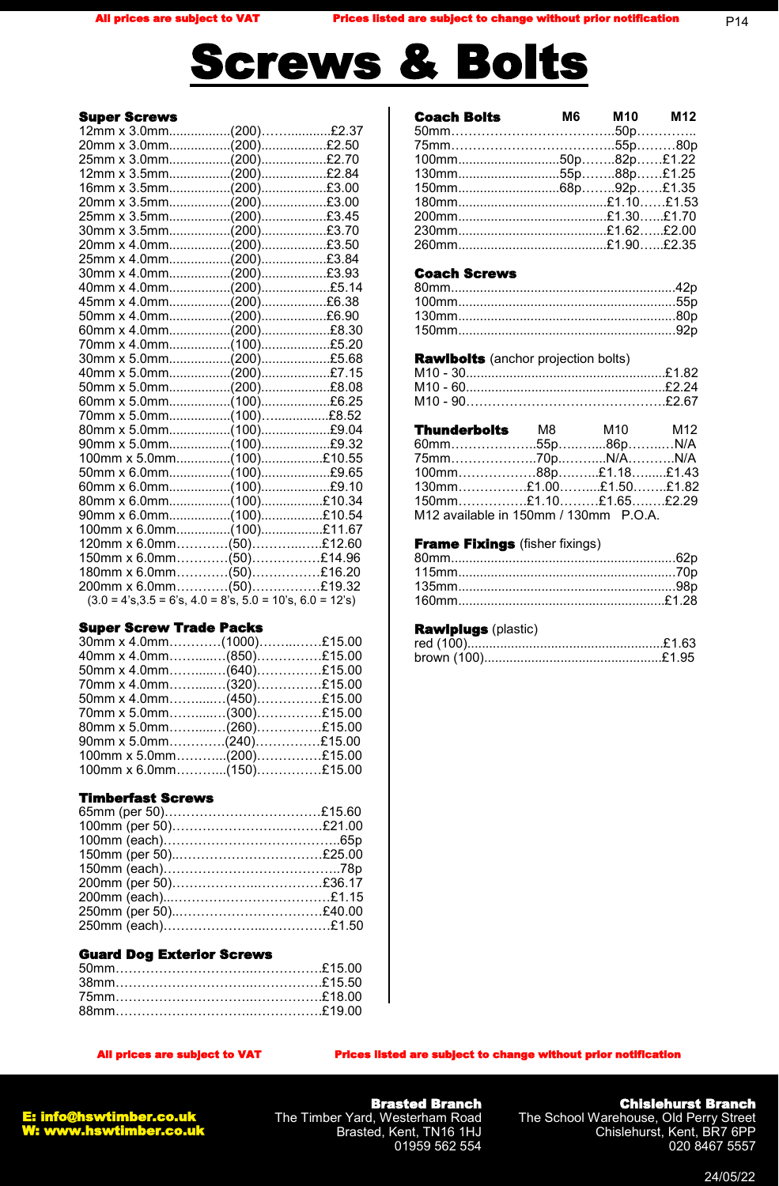All prices are subject to VAT    Prices listed are subject to change without prior notification

# Screws & Bolts

### Super Screws

| Size | Qty | Price |
|---|---|---|
| 12mm x 3.0mm | (200) | £2.37 |
| 20mm x 3.0mm | (200) | £2.50 |
| 25mm x 3.0mm | (200) | £2.70 |
| 12mm x 3.5mm | (200) | £2.84 |
| 16mm x 3.5mm | (200) | £3.00 |
| 20mm x 3.5mm | (200) | £3.00 |
| 25mm x 3.5mm | (200) | £3.45 |
| 30mm x 3.5mm | (200) | £3.70 |
| 20mm x 4.0mm | (200) | £3.50 |
| 25mm x 4.0mm | (200) | £3.84 |
| 30mm x 4.0mm | (200) | £3.93 |
| 40mm x 4.0mm | (200) | £5.14 |
| 45mm x 4.0mm | (200) | £6.38 |
| 50mm x 4.0mm | (200) | £6.90 |
| 60mm x 4.0mm | (200) | £8.30 |
| 70mm x 4.0mm | (100) | £5.20 |
| 30mm x 5.0mm | (200) | £5.68 |
| 40mm x 5.0mm | (200) | £7.15 |
| 50mm x 5.0mm | (200) | £8.08 |
| 60mm x 5.0mm | (100) | £6.25 |
| 70mm x 5.0mm | (100) | £8.52 |
| 80mm x 5.0mm | (100) | £9.04 |
| 90mm x 5.0mm | (100) | £9.32 |
| 100mm x 5.0mm | (100) | £10.55 |
| 50mm x 6.0mm | (100) | £9.65 |
| 60mm x 6.0mm | (100) | £9.10 |
| 80mm x 6.0mm | (100) | £10.34 |
| 90mm x 6.0mm | (100) | £10.54 |
| 100mm x 6.0mm | (100) | £11.67 |
| 120mm x 6.0mm | (50) | £12.60 |
| 150mm x 6.0mm | (50) | £14.96 |
| 180mm x 6.0mm | (50) | £16.20 |
| 200mm x 6.0mm | (50) | £19.32 |

(3.0 = 4's,3.5 = 6's, 4.0 = 8's, 5.0 = 10's, 6.0 = 12's)

### Super Screw Trade Packs

| Size | Qty | Price |
|---|---|---|
| 30mm x 4.0mm | (1000) | £15.00 |
| 40mm x 4.0mm | (850) | £15.00 |
| 50mm x 4.0mm | (640) | £15.00 |
| 70mm x 4.0mm | (320) | £15.00 |
| 50mm x 4.0mm | (450) | £15.00 |
| 70mm x 5.0mm | (300) | £15.00 |
| 80mm x 5.0mm | (260) | £15.00 |
| 90mm x 5.0mm | (240) | £15.00 |
| 100mm x 5.0mm | (200) | £15.00 |
| 100mm x 6.0mm | (150) | £15.00 |

### Timberfast Screws

| Size | Price |
|---|---|
| 65mm (per 50) | £15.60 |
| 100mm (per 50) | £21.00 |
| 100mm (each) | 65p |
| 150mm (per 50) | £25.00 |
| 150mm (each) | 78p |
| 200mm (per 50) | £36.17 |
| 200mm (each) | £1.15 |
| 250mm (per 50) | £40.00 |
| 250mm (each) | £1.50 |

### Guard Dog Exterior Screws

| Size | Price |
|---|---|
| 50mm | £15.00 |
| 38mm | £15.50 |
| 75mm | £18.00 |
| 88mm | £19.00 |

### Coach Bolts

| Length | M6 | M10 | M12 |
|---|---|---|---|
| 50mm | | 50p | |
| 75mm | | 55p | 80p |
| 100mm | 50p | 82p | £1.22 |
| 130mm | 55p | 88p | £1.25 |
| 150mm | 68p | 92p | £1.35 |
| 180mm | | £1.10 | £1.53 |
| 200mm | | £1.30 | £1.70 |
| 230mm | | £1.62 | £2.00 |
| 260mm | | £1.90 | £2.35 |

### Coach Screws

| Size | Price |
|---|---|
| 80mm | 42p |
| 100mm | 55p |
| 130mm | 80p |
| 150mm | 92p |

### Rawlbolts (anchor projection bolts)

| Size | Price |
|---|---|
| M10 - 30 | £1.82 |
| M10 - 60 | £2.24 |
| M10 - 90 | £2.67 |

### Thunderbolts

| Length | M8 | M10 | M12 |
|---|---|---|---|
| 60mm | 55p | 86p | N/A |
| 75mm | 70p | N/A | N/A |
| 100mm | 88p | £1.18 | £1.43 |
| 130mm | £1.00 | £1.50 | £1.82 |
| 150mm | £1.10 | £1.65 | £2.29 |

M12 available in 150mm / 130mm P.O.A.

### Frame Fixings (fisher fixings)

| Size | Price |
|---|---|
| 80mm | 62p |
| 115mm | 70p |
| 135mm | 98p |
| 160mm | £1.28 |

### Rawlplugs (plastic)

| Type | Price |
|---|---|
| red (100) | £1.63 |
| brown (100) | £1.95 |

All prices are subject to VAT    Prices listed are subject to change without prior notification

**E: info@hswtimber.co.uk**
**W: www.hswtimber.co.uk**

**Brasted Branch**
The Timber Yard, Westerham Road
Brasted, Kent, TN16 1HJ
01959 562 554

**Chislehurst Branch**
The School Warehouse, Old Perry Street
Chislehurst, Kent, BR7 6PP
020 8467 5557

24/05/22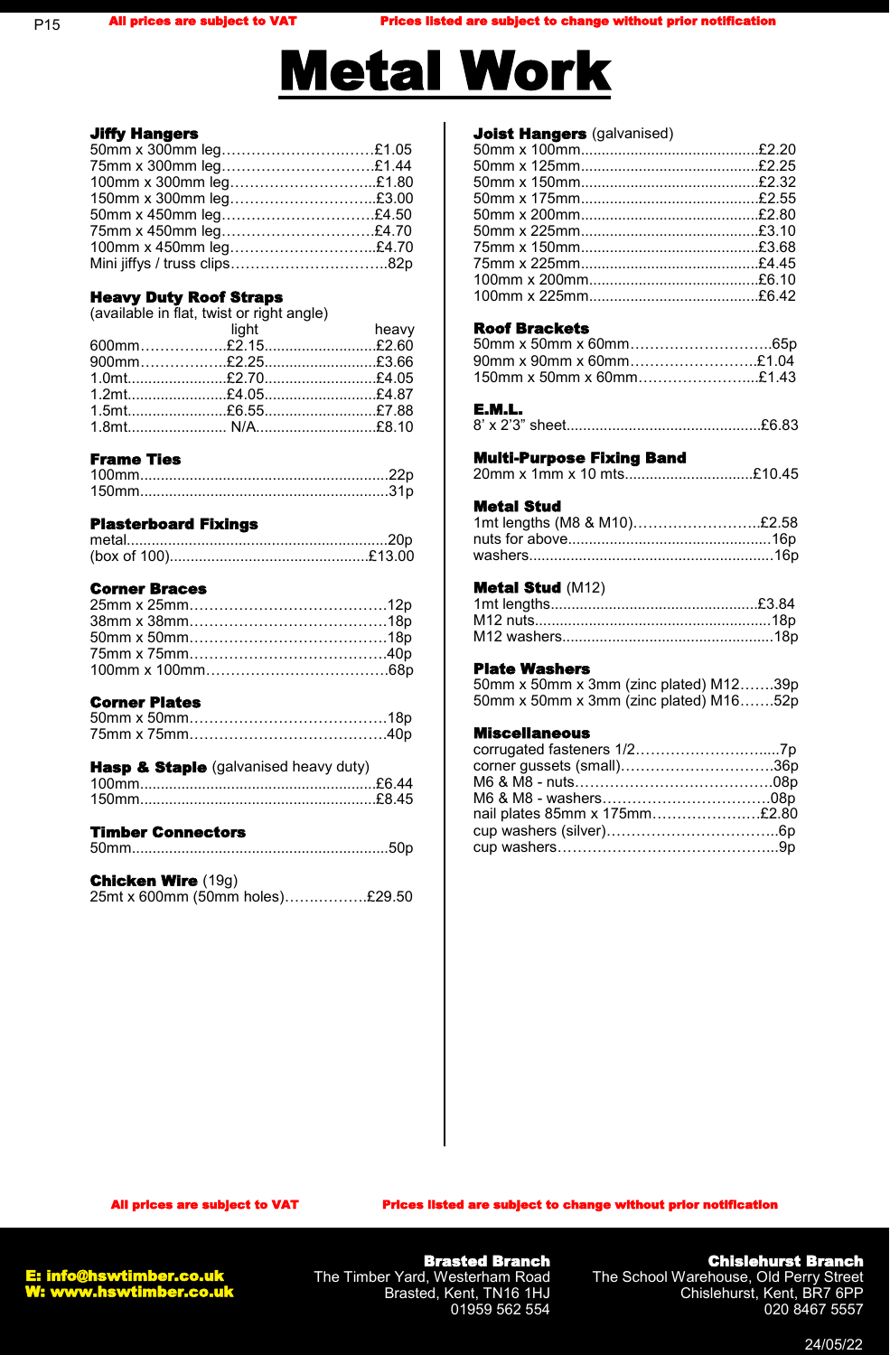# Metal Work

### Jiffy Hangers

50mm x 300mm leg……………………….£1.05
75mm x 300mm leg……………………….£1.44
100mm x 300mm leg……………………..£1.80
150mm x 300mm leg……………………..£3.00
50mm x 450mm leg……………………….£4.50
75mm x 450mm leg……………………….£4.70
100mm x 450mm leg……………………..£4.70
Mini jiffys / truss clips…………………….82p

### Heavy Duty Roof Straps

(available in flat, twist or right angle)

| | light | heavy |
|---|---|---|
| 600mm | £2.15 | £2.60 |
| 900mm | £2.25 | £3.66 |
| 1.0mt | £2.70 | £4.05 |
| 1.2mt | £4.05 | £4.87 |
| 1.5mt | £6.55 | £7.88 |
| 1.8mt | N/A | £8.10 |

### Frame Ties

100mm..........................................22p
150mm..........................................31p

### Plasterboard Fixings

metal..........................................20p
(box of 100)..................................£13.00

### Corner Braces

25mm x 25mm………………………….12p
38mm x 38mm………………………….18p
50mm x 50mm………………………….18p
75mm x 75mm………………………….40p
100mm x 100mm……………………….68p

### Corner Plates

50mm x 50mm………………………….18p
75mm x 75mm………………………….40p

### Hasp & Staple (galvanised heavy duty)

100mm..........................................£6.44
150mm..........................................£8.45

### Timber Connectors

50mm..........................................50p

### Chicken Wire (19g)

25mt x 600mm (50mm holes)…………….£29.50

### Joist Hangers (galvanised)

50mm x 100mm..................................£2.20
50mm x 125mm..................................£2.25
50mm x 150mm..................................£2.32
50mm x 175mm..................................£2.55
50mm x 200mm..................................£2.80
50mm x 225mm..................................£3.10
75mm x 150mm..................................£3.68
75mm x 225mm..................................£4.45
100mm x 200mm................................£6.10
100mm x 225mm................................£6.42

### Roof Brackets

50mm x 50mm x 60mm……………………..65p
90mm x 90mm x 60mm……………………£1.04
150mm x 50mm x 60mm…………………..£1.43

### E.M.L.

8' x 2'3" sheet..................................£6.83

### Multi-Purpose Fixing Band

20mm x 1mm x 10 mts..........................£10.45

### Metal Stud

1mt lengths (M8 & M10)…………………..£2.58
nuts for above..................................16p
washers..........................................16p

### Metal Stud (M12)

1mt lengths......................................£3.84
M12 nuts..........................................18p
M12 washers.....................................18p

### Plate Washers

50mm x 50mm x 3mm (zinc plated) M12…….39p
50mm x 50mm x 3mm (zinc plated) M16…….52p

### Miscellaneous

corrugated fasteners 1/2……………………..7p
corner gussets (small)………………………..36p
M6 & M8 - nuts……………………………..08p
M6 & M8 - washers…………………………08p
nail plates 85mm x 175mm…………………£2.80
cup washers (silver)………………………….6p
cup washers……………………………………9p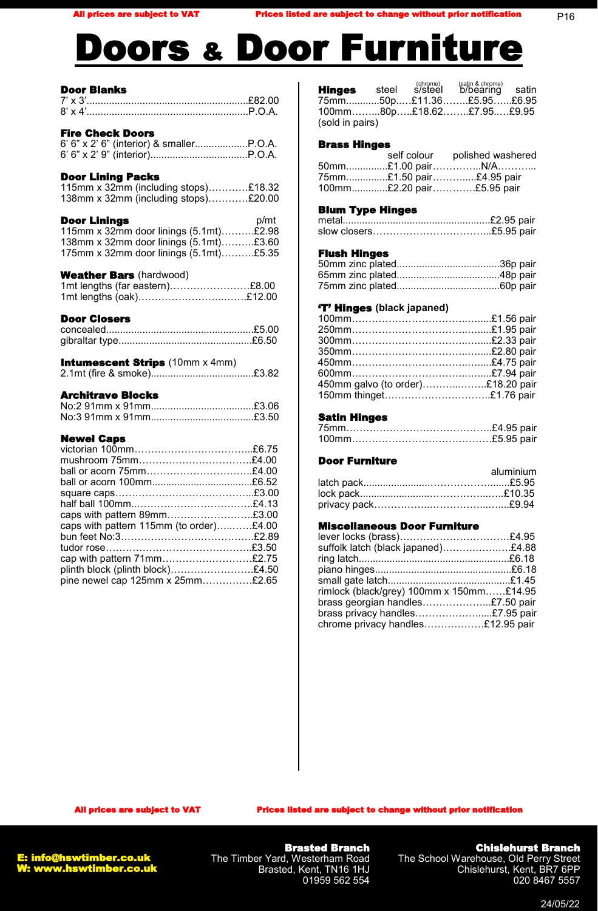All prices are subject to VAT — Prices listed are subject to change without prior notification

# Doors & Door Furniture

## Door Blanks

- 7' x 3' .......... £82.00
- 8' x 4' .......... P.O.A.

## Fire Check Doors

- 6' 6" x 2' 6" (interior) & smaller .......... P.O.A.
- 6' 6" x 2' 9" (interior) .......... P.O.A.

## Door Lining Packs

- 115mm x 32mm (including stops) .......... £18.32
- 138mm x 32mm (including stops) .......... £20.00

## Door Linings

p/mt

- 115mm x 32mm door linings (5.1mt) .......... £2.98
- 138mm x 32mm door linings (5.1mt) .......... £3.60
- 175mm x 32mm door linings (5.1mt) .......... £5.35

## Weather Bars (hardwood)

- 1mt lengths (far eastern) .......... £8.00
- 1mt lengths (oak) .......... £12.00

## Door Closers

- concealed .......... £5.00
- gibraltar type .......... £6.50

## Intumescent Strips (10mm x 4mm)

- 2.1mt (fire & smoke) .......... £3.82

## Architrave Blocks

- No:2 91mm x 91mm .......... £3.06
- No:3 91mm x 91mm .......... £3.50

## Newel Caps

- victorian 100mm .......... £6.75
- mushroom 75mm .......... £4.00
- ball or acorn 75mm .......... £4.00
- ball or acorn 100mm .......... £6.52
- square caps .......... £3.00
- half ball 100mm .......... £4.13
- caps with pattern 89mm .......... £3.00
- caps with pattern 115mm (to order) .......... £4.00
- bun feet No:3 .......... £2.89
- tudor rose .......... £3.50
- cap with pattern 71mm .......... £2.75
- plinth block (plinth block) .......... £4.50
- pine newel cap 125mm x 25mm .......... £2.65

## Hinges

| | steel | s/steel (chrome) | b/bearing (satin & chrome) | satin |
|---|---|---|---|---|
| 75mm | 50p | £11.36 | £5.95 | £6.95 |
| 100mm | 80p | £18.62 | £7.95 | £9.95 |

(sold in pairs)

## Brass Hinges

| | self colour | polished washered |
|---|---|---|
| 50mm | £1.00 pair | N/A |
| 75mm | £1.50 pair | £4.95 pair |
| 100mm | £2.20 pair | £5.95 pair |

## Blum Type Hinges

- metal .......... £2.95 pair
- slow closers .......... £5.95 pair

## Flush Hinges

- 50mm zinc plated .......... 36p pair
- 65mm zinc plated .......... 48p pair
- 75mm zinc plated .......... 60p pair

## 'T' Hinges (black japaned)

- 100mm .......... £1.56 pair
- 250mm .......... £1.95 pair
- 300mm .......... £2.33 pair
- 350mm .......... £2.80 pair
- 450mm .......... £4.75 pair
- 600mm .......... £7.94 pair
- 450mm galvo (to order) .......... £18.20 pair
- 150mm thinget .......... £1.76 pair

## Satin Hinges

- 75mm .......... £4.95 pair
- 100mm .......... £5.95 pair

## Door Furniture

aluminium

- latch pack .......... £5.95
- lock pack .......... £10.35
- privacy pack .......... £9.94

## Miscellaneous Door Furniture

- lever locks (brass) .......... £4.95
- suffolk latch (black japaned) .......... £4.88
- ring latch .......... £6.18
- piano hinges .......... £6.18
- small gate latch .......... £1.45
- rimlock (black/grey) 100mm x 150mm .......... £14.95
- brass georgian handles .......... £7.50 pair
- brass privacy handles .......... £7.95 pair
- chrome privacy handles .......... £12.95 pair

All prices are subject to VAT — Prices listed are subject to change without prior notification

**E: info@hswtimber.co.uk**
**W: www.hswtimber.co.uk**

**Brasted Branch**
The Timber Yard, Westerham Road
Brasted, Kent, TN16 1HJ
01959 562 554

**Chislehurst Branch**
The School Warehouse, Old Perry Street
Chislehurst, Kent, BR7 6PP
020 8467 5557

24/05/22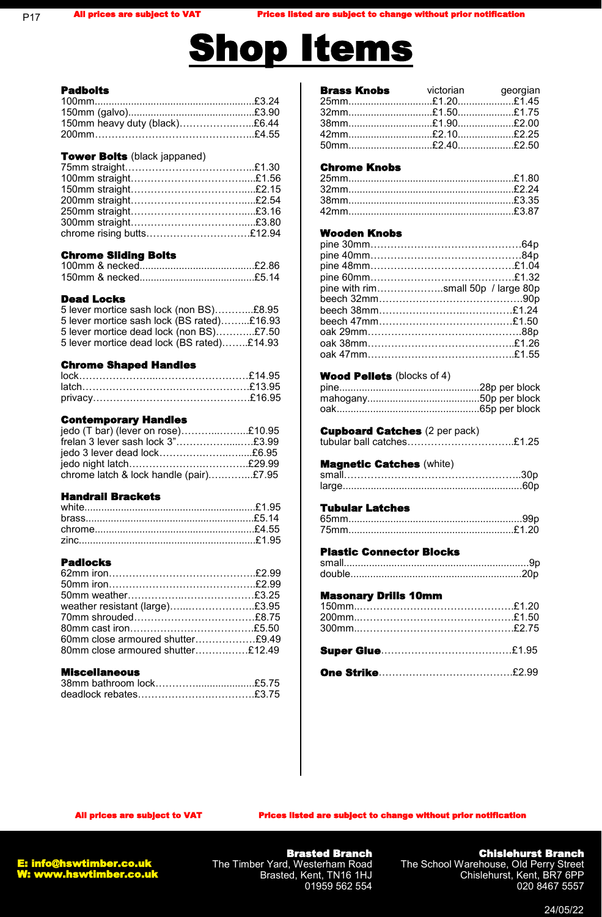# Shop Items

### Padbolts

- 100mm....................................................£3.24
- 150mm (galvo)............................................£3.90
- 150mm heavy duty (black).............................£6.44
- 200mm.......................................................£4.55

### Tower Bolts (black jappaned)

- 75mm straight.............................................£1.30
- 100mm straight............................................£1.56
- 150mm straight............................................£2.15
- 200mm straight............................................£2.54
- 250mm straight............................................£3.16
- 300mm straight............................................£3.80
- chrome rising butts.......................................£12.94

### Chrome Sliding Bolts

- 100mm & necked...........................................£2.86
- 150mm & necked...........................................£5.14

### Dead Locks

- 5 lever mortice sash lock (non BS)...............£8.95
- 5 lever mortice sash lock (BS rated)............£16.93
- 5 lever mortice dead lock (non BS)...............£7.50
- 5 lever mortice dead lock (BS rated)............£14.93

### Chrome Shaped Handles

- lock...........................................................£14.95
- latch..........................................................£13.95
- privacy.......................................................£16.95

### Contemporary Handles

- jedo (T bar) (lever on rose).........................£10.95
- frelan 3 lever sash lock 3".............................£3.99
- jedo 3 lever dead lock...................................£6.95
- jedo night latch............................................£29.99
- chrome latch & lock handle (pair)..................£7.95

### Handrail Brackets

- white..........................................................£1.95
- brass..........................................................£5.14
- chrome.......................................................£4.55
- zinc............................................................£1.95

### Padlocks

- 62mm iron...................................................£2.99
- 50mm iron...................................................£2.99
- 50mm weather.............................................£3.25
- weather resistant (large)...............................£3.95
- 70mm shrouded............................................£8.75
- 80mm cast iron.............................................£5.50
- 60mm close armoured shutter........................£9.49
- 80mm close armoured shutter........................£12.49

### Miscellaneous

- 38mm bathroom lock......................................£5.75
- deadlock rebates...........................................£3.75

### Brass Knobs

| | victorian | georgian |
|---|---|---|
| 25mm | £1.20 | £1.45 |
| 32mm | £1.50 | £1.75 |
| 38mm | £1.90 | £2.00 |
| 42mm | £2.10 | £2.25 |
| 50mm | £2.40 | £2.50 |

### Chrome Knobs

- 25mm.........................................................£1.80
- 32mm.........................................................£2.24
- 38mm.........................................................£3.35
- 42mm.........................................................£3.87

### Wooden Knobs

- pine 30mm...................................................64p
- pine 40mm...................................................84p
- pine 48mm...................................................£1.04
- pine 60mm...................................................£1.32
- pine with rim.....................small 50p / large 80p
- beech 32mm.................................................90p
- beech 38mm.................................................£1.24
- beech 47mm.................................................£1.50
- oak 29mm....................................................88p
- oak 38mm....................................................£1.26
- oak 47mm....................................................£1.55

### Wood Pellets (blocks of 4)

- pine.............................................28p per block
- mahogany....................................50p per block
- oak..............................................65p per block

### Cupboard Catches (2 per pack)

- tubular ball catches......................................£1.25

### Magnetic Catches (white)

- small..........................................................30p
- large..........................................................60p

### Tubular Latches

- 65mm.........................................................99p
- 75mm.........................................................£1.20

### Plastic Connector Blocks

- small..........................................................9p
- double........................................................20p

### Masonary Drills 10mm

- 150mm.......................................................£1.20
- 200mm.......................................................£1.50
- 300mm.......................................................£2.75

**Super Glue**...................................................£1.95

**One Strike**...................................................£2.99

All prices are subject to VAT — Prices listed are subject to change without prior notification

**E: info@hswtimber.co.uk**
**W: www.hswtimber.co.uk**

**Brasted Branch**
The Timber Yard, Westerham Road
Brasted, Kent, TN16 1HJ
01959 562 554

**Chislehurst Branch**
The School Warehouse, Old Perry Street
Chislehurst, Kent, BR7 6PP
020 8467 5557

24/05/22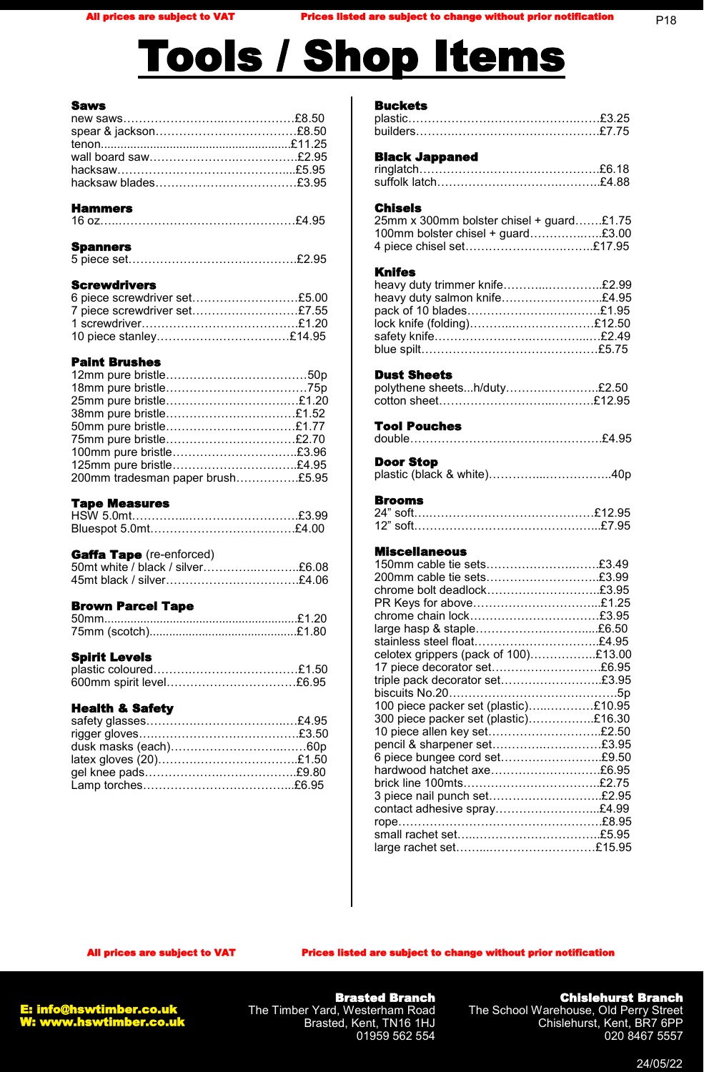All prices are subject to VAT | Prices listed are subject to change without prior notification

# Tools / Shop Items

## Saws

| Item | Price |
|---|---|
| new saws | £8.50 |
| spear & jackson | £8.50 |
| tenon | £11.25 |
| wall board saw | £2.95 |
| hacksaw | £5.95 |
| hacksaw blades | £3.95 |

## Hammers

| Item | Price |
|---|---|
| 16 oz | £4.95 |

## Spanners

| Item | Price |
|---|---|
| 5 piece set | £2.95 |

## Screwdrivers

| Item | Price |
|---|---|
| 6 piece screwdriver set | £5.00 |
| 7 piece screwdriver set | £7.55 |
| 1 screwdriver | £1.20 |
| 10 piece stanley | £14.95 |

## Paint Brushes

| Item | Price |
|---|---|
| 12mm pure bristle | 50p |
| 18mm pure bristle | 75p |
| 25mm pure bristle | £1.20 |
| 38mm pure bristle | £1.52 |
| 50mm pure bristle | £1.77 |
| 75mm pure bristle | £2.70 |
| 100mm pure bristle | £3.96 |
| 125mm pure bristle | £4.95 |
| 200mm tradesman paper brush | £5.95 |

## Tape Measures

| Item | Price |
|---|---|
| HSW 5.0mt | £3.99 |
| Bluespot 5.0mt | £4.00 |

## Gaffa Tape (re-enforced)

| Item | Price |
|---|---|
| 50mt white / black / silver | £6.08 |
| 45mt black / silver | £4.06 |

## Brown Parcel Tape

| Item | Price |
|---|---|
| 50mm | £1.20 |
| 75mm (scotch) | £1.80 |

## Spirit Levels

| Item | Price |
|---|---|
| plastic coloured | £1.50 |
| 600mm spirit level | £6.95 |

## Health & Safety

| Item | Price |
|---|---|
| safety glasses | £4.95 |
| rigger gloves | £3.50 |
| dusk masks (each) | 60p |
| latex gloves (20) | £1.50 |
| gel knee pads | £9.80 |
| Lamp torches | £6.95 |

## Buckets

| Item | Price |
|---|---|
| plastic | £3.25 |
| builders | £7.75 |

## Black Jappaned

| Item | Price |
|---|---|
| ringlatch | £6.18 |
| suffolk latch | £4.88 |

## Chisels

| Item | Price |
|---|---|
| 25mm x 300mm bolster chisel + guard | £1.75 |
| 100mm bolster chisel + guard | £3.00 |
| 4 piece chisel set | £17.95 |

## Knifes

| Item | Price |
|---|---|
| heavy duty trimmer knife | £2.99 |
| heavy duty salmon knife | £4.95 |
| pack of 10 blades | £1.95 |
| lock knife (folding) | £12.50 |
| safety knife | £2.49 |
| blue spilt | £5.75 |

## Dust Sheets

| Item | Price |
|---|---|
| polythene sheets...h/duty | £2.50 |
| cotton sheet | £12.95 |

## Tool Pouches

| Item | Price |
|---|---|
| double | £4.95 |

## Door Stop

| Item | Price |
|---|---|
| plastic (black & white) | 40p |

## Brooms

| Item | Price |
|---|---|
| 24" soft | £12.95 |
| 12" soft | £7.95 |

## Miscellaneous

| Item | Price |
|---|---|
| 150mm cable tie sets | £3.49 |
| 200mm cable tie sets | £3.99 |
| chrome bolt deadlock | £3.95 |
| PR Keys for above | £1.25 |
| chrome chain lock | £3.95 |
| large hasp & staple | £6.50 |
| stainless steel float | £4.95 |
| celotex grippers (pack of 100) | £13.00 |
| 17 piece decorator set | £6.95 |
| triple pack decorator set | £3.95 |
| biscuits No.20 | 5p |
| 100 piece packer set (plastic) | £10.95 |
| 300 piece packer set (plastic) | £16.30 |
| 10 piece allen key set | £2.50 |
| pencil & sharpener set | £3.95 |
| 6 piece bungee cord set | £9.50 |
| hardwood hatchet axe | £6.95 |
| brick line 100mts | £2.75 |
| 3 piece nail punch set | £2.95 |
| contact adhesive spray | £4.99 |
| rope | £8.95 |
| small rachet set | £5.95 |
| large rachet set | £15.95 |

All prices are subject to VAT | Prices listed are subject to change without prior notification

E: info@hswtimber.co.uk
W: www.hswtimber.co.uk

**Brasted Branch**
The Timber Yard, Westerham Road
Brasted, Kent, TN16 1HJ
01959 562 554

**Chislehurst Branch**
The School Warehouse, Old Perry Street
Chislehurst, Kent, BR7 6PP
020 8467 5557

24/05/22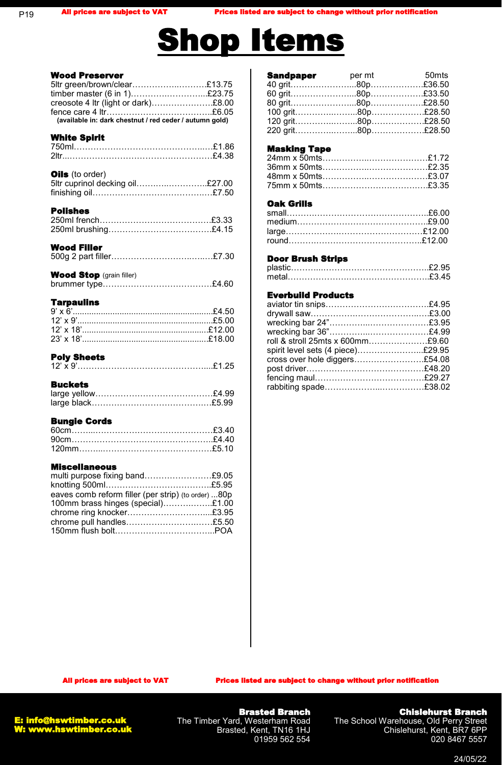# Shop Items

**Wood Preserver**
5ltr green/brown/clear…………..……….£13.75
timber master (6 in 1)………….………….£23.75
creosote 4 ltr (light or dark)………………….£8.00
fence care 4 ltr……………………………….£6.05
**(available in: dark chestnut / red ceder / autumn gold)**

**White Spirit**
750ml……………………………………….£1.86
2ltr………………………………………….£4.38

**Oils** (to order)
5ltr cuprinol decking oil……….…………..£27.00
finishing oil………………………………….£7.50

**Polishes**
250ml french………………………………..£3.33
250ml brushing……………………………..£4.15

**Wood Filler**
500g 2 part filler…………………………….£7.30

**Wood Stop** (grain filler)
brummer type……………………………….£4.60

**Tarpaulins**
9' x 6'………………………………………….£4.50
12' x 9'…………………………………………£5.00
12' x 18'……………………………………….£12.00
23' x 18'……………………………………….£18.00

**Poly Sheets**
12' x 9'…………………………………………£1.25

**Buckets**
large yellow………………………………….£4.99
large black……………………………………£5.99

**Bungie Cords**
60cm………………………………………….£3.40
90cm………………………………………….£4.40
120mm……………………………………….£5.10

**Miscellaneous**
multi purpose fixing band……………………£9.05
knotting 500ml……………………………….£5.95
eaves comb reform filler (per strip) (to order) ...80p
100mm brass hinges (special)………………£1.00
chrome ring knocker…………………………£3.95
chrome pull handles………………………….£5.50
150mm flush bolt……………………………..POA

**Sandpaper**

| | per mt | 50mts |
|---|---|---|
| 40 grit | 80p | £36.50 |
| 60 grit | 80p | £33.50 |
| 80 grit | 80p | £28.50 |
| 100 grit | 80p | £28.50 |
| 120 grit | 80p | £28.50 |
| 220 grit | 80p | £28.50 |

**Masking Tape**
24mm x 50mts………………………………£1.72
36mm x 50mts………………………………£2.35
48mm x 50mts………………………………£3.07
75mm x 50mts………………………………£3.35

**Oak Grills**
small…………………………………………£6.00
medium………………………………………£9.00
large…………………………………………£12.00
round…………………………………………£12.00

**Door Brush Strips**
plastic………………………………………..£2.95
metal…………………………………………£3.45

**Everbuild Products**
aviator tin snips……………………………..£4.95
drywall saw…………………………………..£3.00
wrecking bar 24"…………………………….£3.95
wrecking bar 36"…………………………….£4.99
roll & stroll 25mts x 600mm………………..£9.60
spirit level sets (4 piece)……………………£29.95
cross over hole diggers…………………….£54.08
post driver……………………………………£48.20
fencing maul…………………………………£29.27
rabbiting spade………………………………£38.02

**All prices are subject to VAT** — **Prices listed are subject to change without prior notification**

**E: info@hswtimber.co.uk**
**W: www.hswtimber.co.uk**

**Brasted Branch**
The Timber Yard, Westerham Road
Brasted, Kent, TN16 1HJ
01959 562 554

**Chislehurst Branch**
The School Warehouse, Old Perry Street
Chislehurst, Kent, BR7 6PP
020 8467 5557

24/05/22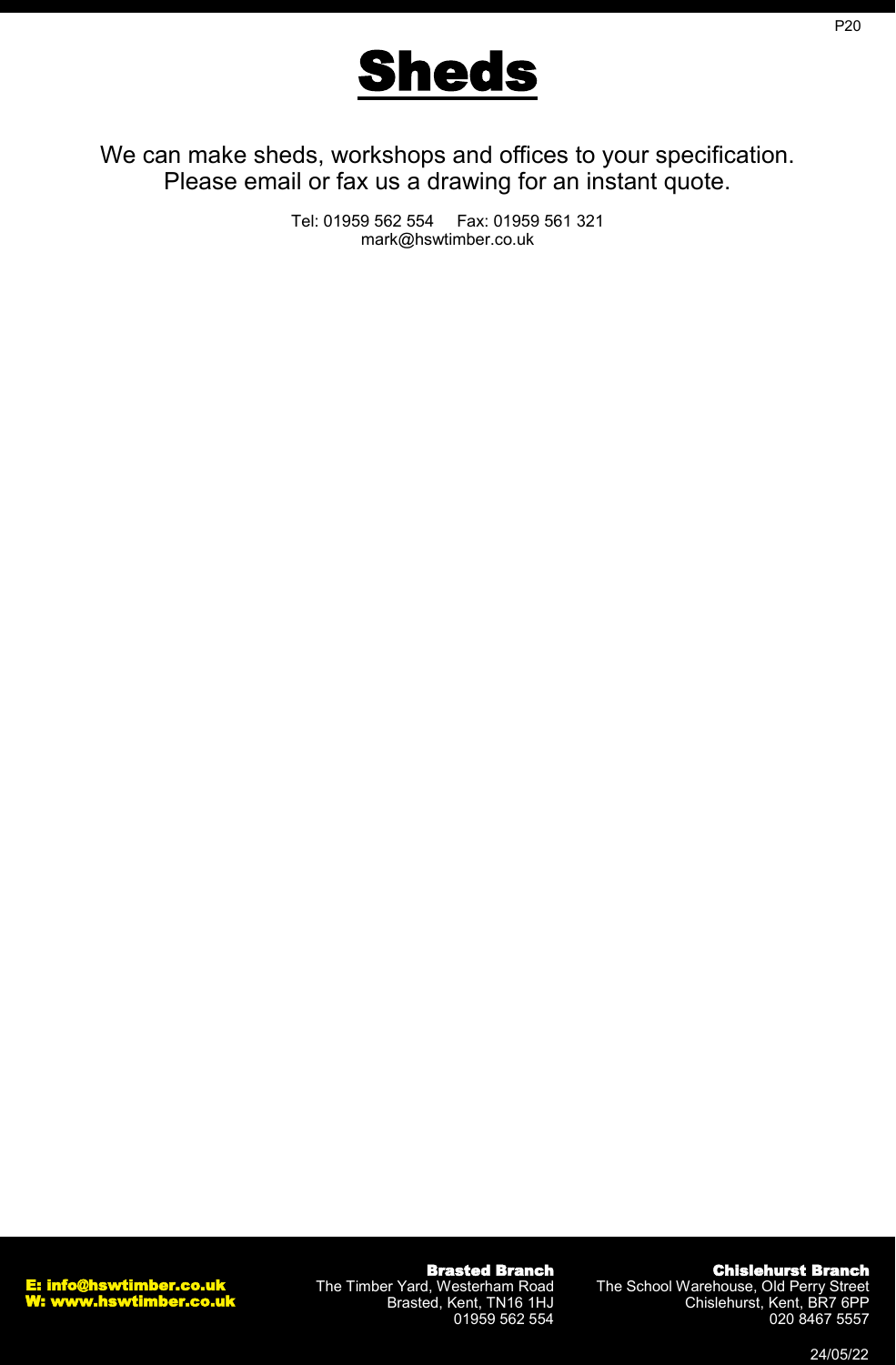# Sheds

We can make sheds, workshops and offices to your specification.
Please email or fax us a drawing for an instant quote.

Tel: 01959 562 554 Fax: 01959 561 321
mark@hswtimber.co.uk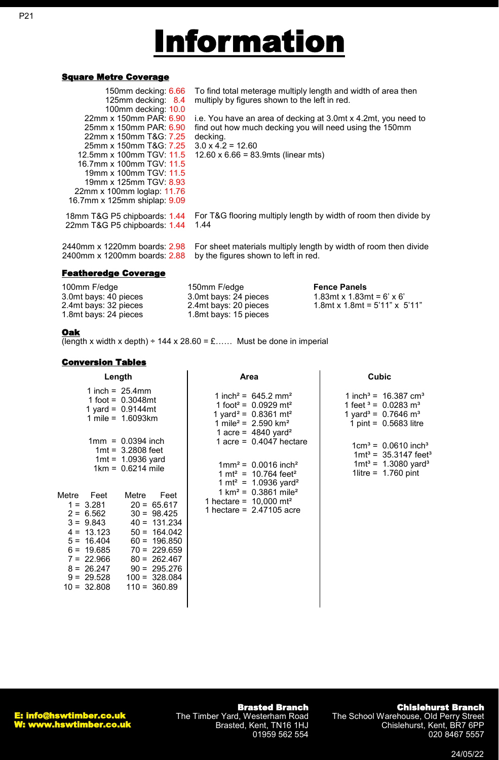# Information

## Square Metre Coverage

| | |
|---|---|
| 150mm decking: | 6.66 |
| 125mm decking: | 8.4 |
| 100mm decking: | 10.0 |
| 22mm x 150mm PAR: | 6.90 |
| 25mm x 150mm PAR: | 6.90 |
| 22mm x 150mm T&G: | 7.25 |
| 25mm x 150mm T&G: | 7.25 |
| 12.5mm x 100mm TGV: | 11.5 |
| 16.7mm x 100mm TGV: | 11.5 |
| 19mm x 100mm TGV: | 11.5 |
| 19mm x 125mm TGV: | 8.93 |
| 22mm x 100mm loglap: | 11.76 |
| 16.7mm x 125mm shiplap: | 9.09 |

To find total meterage multiply length and width of area then multiply by figures shown to the left in red.

i.e. You have an area of decking at 3.0mt x 4.2mt, you need to find out how much decking you will need using the 150mm decking.
3.0 x 4.2 = 12.60
12.60 x 6.66 = 83.9mts (linear mts)

| | |
|---|---|
| 18mm T&G P5 chipboards: | 1.44 |
| 22mm T&G P5 chipboards: | 1.44 |

For T&G flooring multiply length by width of room then divide by 1.44

| | |
|---|---|
| 2440mm x 1220mm boards: | 2.98 |
| 2400mm x 1200mm boards: | 2.88 |

For sheet materials multiply length by width of room then divide by the figures shown to left in red.

## Featheredge Coverage

100mm F/edge
3.0mt bays: 40 pieces
2.4mt bays: 32 pieces
1.8mt bays: 24 pieces

150mm F/edge
3.0mt bays: 24 pieces
2.4mt bays: 20 pieces
1.8mt bays: 15 pieces

**Fence Panels**
1.83mt x 1.83mt = 6' x 6'
1.8mt x 1.8mt = 5'11" x 5'11"

## Oak

(length x width x depth) ÷ 144 x 28.60 = £…… Must be done in imperial

## Conversion Tables

### Length

1 inch = 25.4mm
1 foot = 0.3048mt
1 yard = 0.9144mt
1 mile = 1.6093km

1mm = 0.0394 inch
1mt = 3.2808 feet
1mt = 1.0936 yard
1km = 0.6214 mile

| Metre | Feet | Metre | Feet |
|---|---|---|---|
| 1 = | 3.281 | 20 = | 65.617 |
| 2 = | 6.562 | 30 = | 98.425 |
| 3 = | 9.843 | 40 = | 131.234 |
| 4 = | 13.123 | 50 = | 164.042 |
| 5 = | 16.404 | 60 = | 196.850 |
| 6 = | 19.685 | 70 = | 229.659 |
| 7 = | 22.966 | 80 = | 262.467 |
| 8 = | 26.247 | 90 = | 295.276 |
| 9 = | 29.528 | 100 = | 328.084 |
| 10 = | 32.808 | 110 = | 360.89 |

### Area

1 inch² = 645.2 mm²
1 foot² = 0.0929 mt²
1 yard² = 0.8361 mt²
1 mile² = 2.590 km²
1 acre = 4840 yard²
1 acre = 0.4047 hectare

1mm² = 0.0016 inch²
1 mt² = 10.764 feet²
1 mt² = 1.0936 yard²
1 km² = 0.3861 mile²
1 hectare = 10,000 mt²
1 hectare = 2.47105 acre

### Cubic

1 inch³ = 16.387 cm³
1 feet³ = 0.0283 m³
1 yard³ = 0.7646 m³
1 pint = 0.5683 litre

1cm³ = 0.0610 inch³
1mt³ = 35.3147 feet³
1mt³ = 1.3080 yard³
1litre = 1.760 pint

**E: info@hswtimber.co.uk**
**W: www.hswtimber.co.uk**

**Brasted Branch**
The Timber Yard, Westerham Road
Brasted, Kent, TN16 1HJ
01959 562 554

**Chislehurst Branch**
The School Warehouse, Old Perry Street
Chislehurst, Kent, BR7 6PP
020 8467 5557

24/05/22